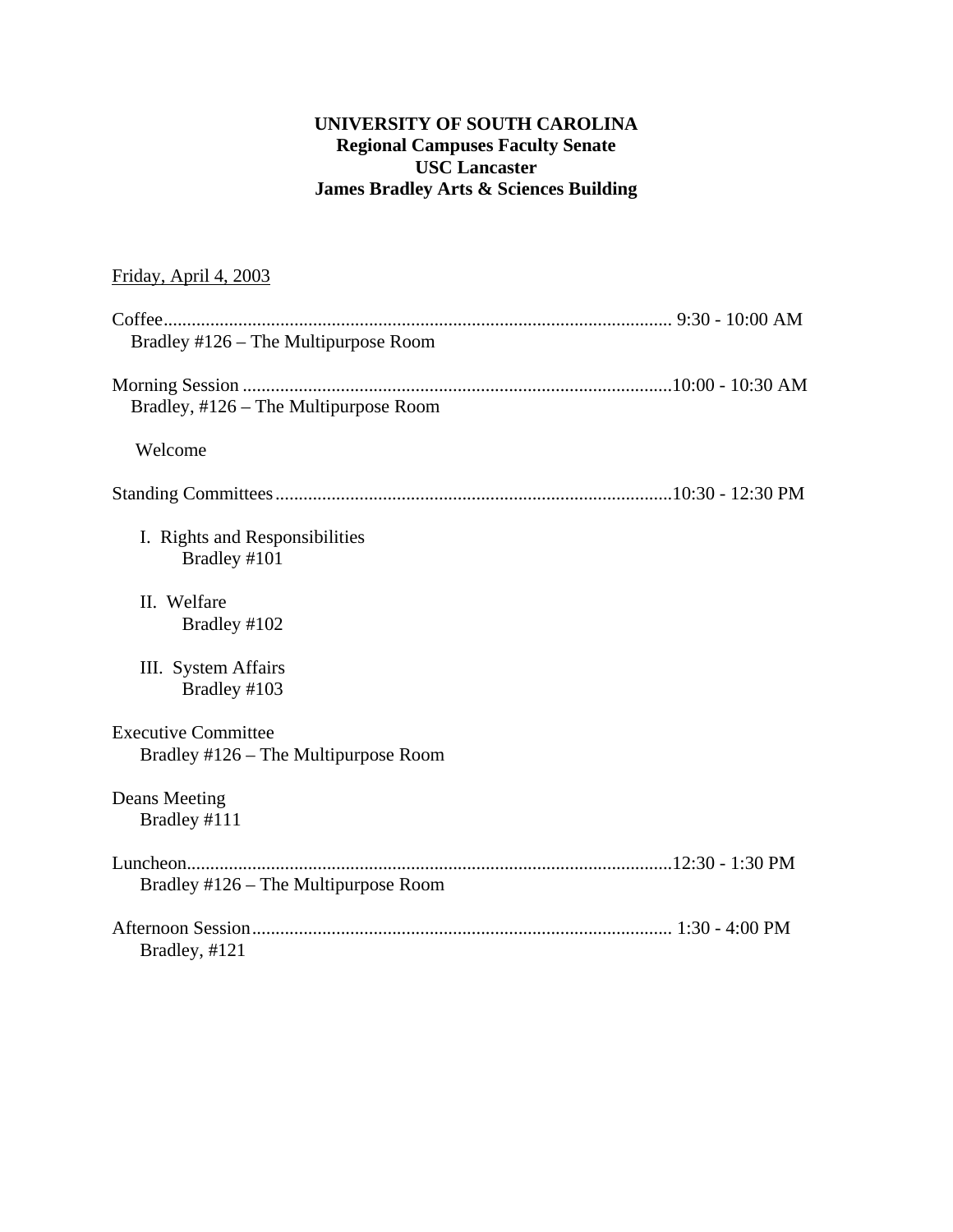**UNIVERSITY OF SOUTH CAROLINA**
**Regional Campuses Faculty Senate**
**USC Lancaster**
**James Bradley Arts & Sciences Building**

Friday, April 4, 2003

Coffee.......................................................................................................... 9:30 - 10:00 AM
Bradley #126 – The Multipurpose Room

Morning Session ..........................................................................................10:00 - 10:30 AM
Bradley, #126 – The Multipurpose Room

Welcome

Standing Committees....................................................................................10:30 - 12:30 PM

I. Rights and Responsibilities
Bradley #101

II. Welfare
Bradley #102

III. System Affairs
Bradley #103

Executive Committee
Bradley #126 – The Multipurpose Room

Deans Meeting
Bradley #111

Luncheon......................................................................................................12:30 - 1:30 PM
Bradley #126 – The Multipurpose Room

Afternoon Session......................................................................................... 1:30 - 4:00 PM
Bradley, #121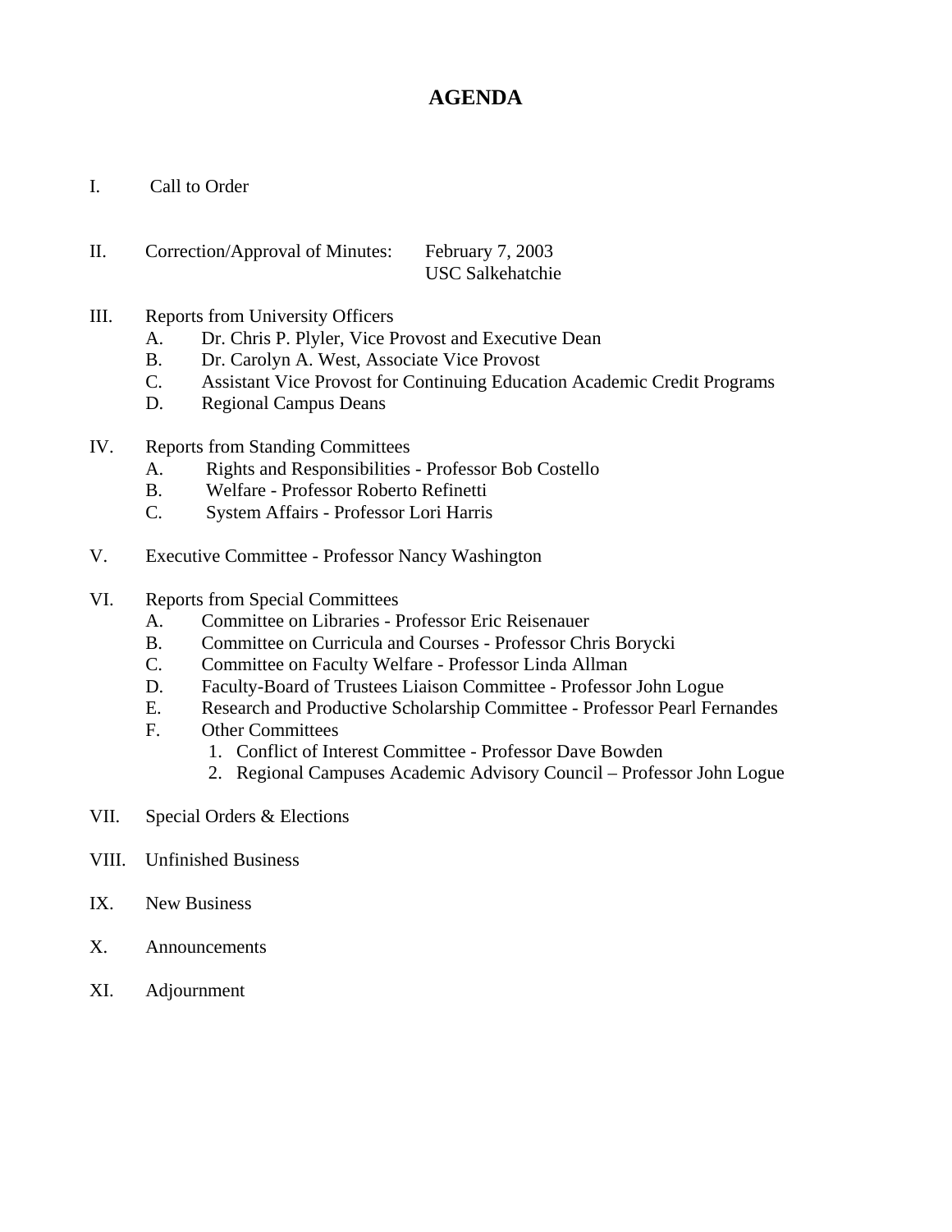# AGENDA

I. Call to Order

II. Correction/Approval of Minutes: February 7, 2003
USC Salkehatchie

III. Reports from University Officers
   A. Dr. Chris P. Plyler, Vice Provost and Executive Dean
   B. Dr. Carolyn A. West, Associate Vice Provost
   C. Assistant Vice Provost for Continuing Education Academic Credit Programs
   D. Regional Campus Deans

IV. Reports from Standing Committees
   A. Rights and Responsibilities - Professor Bob Costello
   B. Welfare - Professor Roberto Refinetti
   C. System Affairs - Professor Lori Harris

V. Executive Committee - Professor Nancy Washington

VI. Reports from Special Committees
   A. Committee on Libraries - Professor Eric Reisenauer
   B. Committee on Curricula and Courses - Professor Chris Borycki
   C. Committee on Faculty Welfare - Professor Linda Allman
   D. Faculty-Board of Trustees Liaison Committee - Professor John Logue
   E. Research and Productive Scholarship Committee - Professor Pearl Fernandes
   F. Other Committees
      1. Conflict of Interest Committee - Professor Dave Bowden
      2. Regional Campuses Academic Advisory Council – Professor John Logue

VII. Special Orders & Elections

VIII. Unfinished Business

IX. New Business

X. Announcements

XI. Adjournment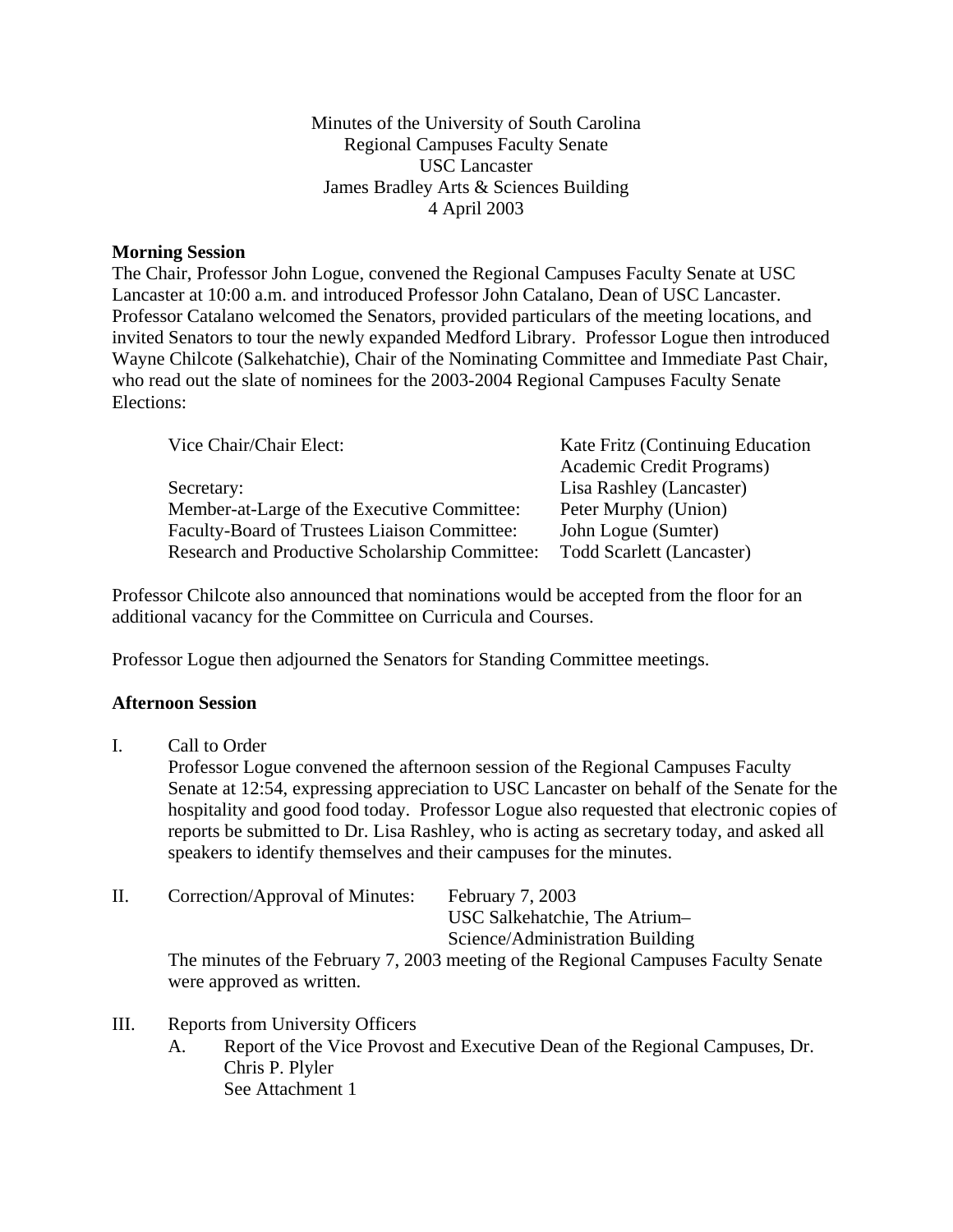Minutes of the University of South Carolina
Regional Campuses Faculty Senate
USC Lancaster
James Bradley Arts & Sciences Building
4 April 2003

**Morning Session**

The Chair, Professor John Logue, convened the Regional Campuses Faculty Senate at USC Lancaster at 10:00 a.m. and introduced Professor John Catalano, Dean of USC Lancaster. Professor Catalano welcomed the Senators, provided particulars of the meeting locations, and invited Senators to tour the newly expanded Medford Library. Professor Logue then introduced Wayne Chilcote (Salkehatchie), Chair of the Nominating Committee and Immediate Past Chair, who read out the slate of nominees for the 2003-2004 Regional Campuses Faculty Senate Elections:

| | |
|---|---|
| Vice Chair/Chair Elect: | Kate Fritz (Continuing Education Academic Credit Programs) |
| Secretary: | Lisa Rashley (Lancaster) |
| Member-at-Large of the Executive Committee: | Peter Murphy (Union) |
| Faculty-Board of Trustees Liaison Committee: | John Logue (Sumter) |
| Research and Productive Scholarship Committee: | Todd Scarlett (Lancaster) |

Professor Chilcote also announced that nominations would be accepted from the floor for an additional vacancy for the Committee on Curricula and Courses.

Professor Logue then adjourned the Senators for Standing Committee meetings.

**Afternoon Session**

I. Call to Order

Professor Logue convened the afternoon session of the Regional Campuses Faculty Senate at 12:54, expressing appreciation to USC Lancaster on behalf of the Senate for the hospitality and good food today. Professor Logue also requested that electronic copies of reports be submitted to Dr. Lisa Rashley, who is acting as secretary today, and asked all speakers to identify themselves and their campuses for the minutes.

II. Correction/Approval of Minutes: February 7, 2003
USC Salkehatchie, The Atrium–
Science/Administration Building

The minutes of the February 7, 2003 meeting of the Regional Campuses Faculty Senate were approved as written.

III. Reports from University Officers

A. Report of the Vice Provost and Executive Dean of the Regional Campuses, Dr. Chris P. Plyler
See Attachment 1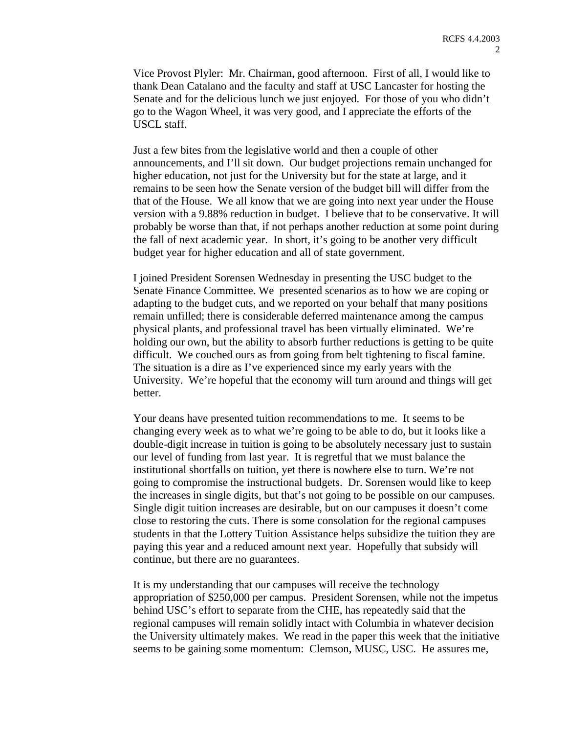Vice Provost Plyler: Mr. Chairman, good afternoon. First of all, I would like to thank Dean Catalano and the faculty and staff at USC Lancaster for hosting the Senate and for the delicious lunch we just enjoyed. For those of you who didn't go to the Wagon Wheel, it was very good, and I appreciate the efforts of the USCL staff.

Just a few bites from the legislative world and then a couple of other announcements, and I'll sit down. Our budget projections remain unchanged for higher education, not just for the University but for the state at large, and it remains to be seen how the Senate version of the budget bill will differ from the that of the House. We all know that we are going into next year under the House version with a 9.88% reduction in budget. I believe that to be conservative. It will probably be worse than that, if not perhaps another reduction at some point during the fall of next academic year. In short, it's going to be another very difficult budget year for higher education and all of state government.

I joined President Sorensen Wednesday in presenting the USC budget to the Senate Finance Committee. We presented scenarios as to how we are coping or adapting to the budget cuts, and we reported on your behalf that many positions remain unfilled; there is considerable deferred maintenance among the campus physical plants, and professional travel has been virtually eliminated. We're holding our own, but the ability to absorb further reductions is getting to be quite difficult. We couched ours as from going from belt tightening to fiscal famine. The situation is a dire as I've experienced since my early years with the University. We're hopeful that the economy will turn around and things will get better.

Your deans have presented tuition recommendations to me. It seems to be changing every week as to what we're going to be able to do, but it looks like a double-digit increase in tuition is going to be absolutely necessary just to sustain our level of funding from last year. It is regretful that we must balance the institutional shortfalls on tuition, yet there is nowhere else to turn. We're not going to compromise the instructional budgets. Dr. Sorensen would like to keep the increases in single digits, but that's not going to be possible on our campuses. Single digit tuition increases are desirable, but on our campuses it doesn't come close to restoring the cuts. There is some consolation for the regional campuses students in that the Lottery Tuition Assistance helps subsidize the tuition they are paying this year and a reduced amount next year. Hopefully that subsidy will continue, but there are no guarantees.

It is my understanding that our campuses will receive the technology appropriation of $250,000 per campus. President Sorensen, while not the impetus behind USC's effort to separate from the CHE, has repeatedly said that the regional campuses will remain solidly intact with Columbia in whatever decision the University ultimately makes. We read in the paper this week that the initiative seems to be gaining some momentum: Clemson, MUSC, USC. He assures me,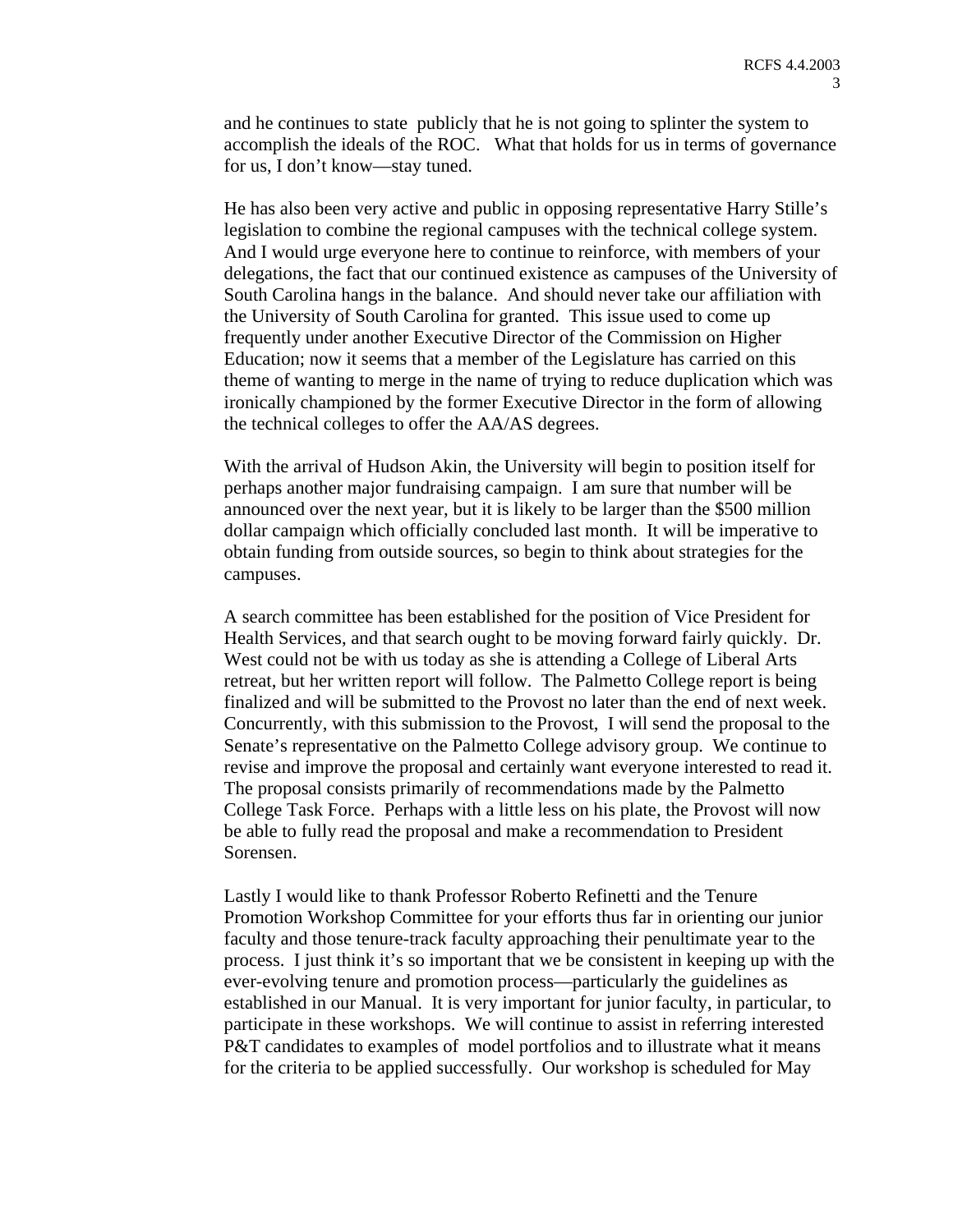and he continues to state publicly that he is not going to splinter the system to accomplish the ideals of the ROC. What that holds for us in terms of governance for us, I don't know—stay tuned.

He has also been very active and public in opposing representative Harry Stille's legislation to combine the regional campuses with the technical college system. And I would urge everyone here to continue to reinforce, with members of your delegations, the fact that our continued existence as campuses of the University of South Carolina hangs in the balance. And should never take our affiliation with the University of South Carolina for granted. This issue used to come up frequently under another Executive Director of the Commission on Higher Education; now it seems that a member of the Legislature has carried on this theme of wanting to merge in the name of trying to reduce duplication which was ironically championed by the former Executive Director in the form of allowing the technical colleges to offer the AA/AS degrees.

With the arrival of Hudson Akin, the University will begin to position itself for perhaps another major fundraising campaign. I am sure that number will be announced over the next year, but it is likely to be larger than the $500 million dollar campaign which officially concluded last month. It will be imperative to obtain funding from outside sources, so begin to think about strategies for the campuses.

A search committee has been established for the position of Vice President for Health Services, and that search ought to be moving forward fairly quickly. Dr. West could not be with us today as she is attending a College of Liberal Arts retreat, but her written report will follow. The Palmetto College report is being finalized and will be submitted to the Provost no later than the end of next week. Concurrently, with this submission to the Provost, I will send the proposal to the Senate's representative on the Palmetto College advisory group. We continue to revise and improve the proposal and certainly want everyone interested to read it. The proposal consists primarily of recommendations made by the Palmetto College Task Force. Perhaps with a little less on his plate, the Provost will now be able to fully read the proposal and make a recommendation to President Sorensen.

Lastly I would like to thank Professor Roberto Refinetti and the Tenure Promotion Workshop Committee for your efforts thus far in orienting our junior faculty and those tenure-track faculty approaching their penultimate year to the process. I just think it's so important that we be consistent in keeping up with the ever-evolving tenure and promotion process—particularly the guidelines as established in our Manual. It is very important for junior faculty, in particular, to participate in these workshops. We will continue to assist in referring interested P&T candidates to examples of model portfolios and to illustrate what it means for the criteria to be applied successfully. Our workshop is scheduled for May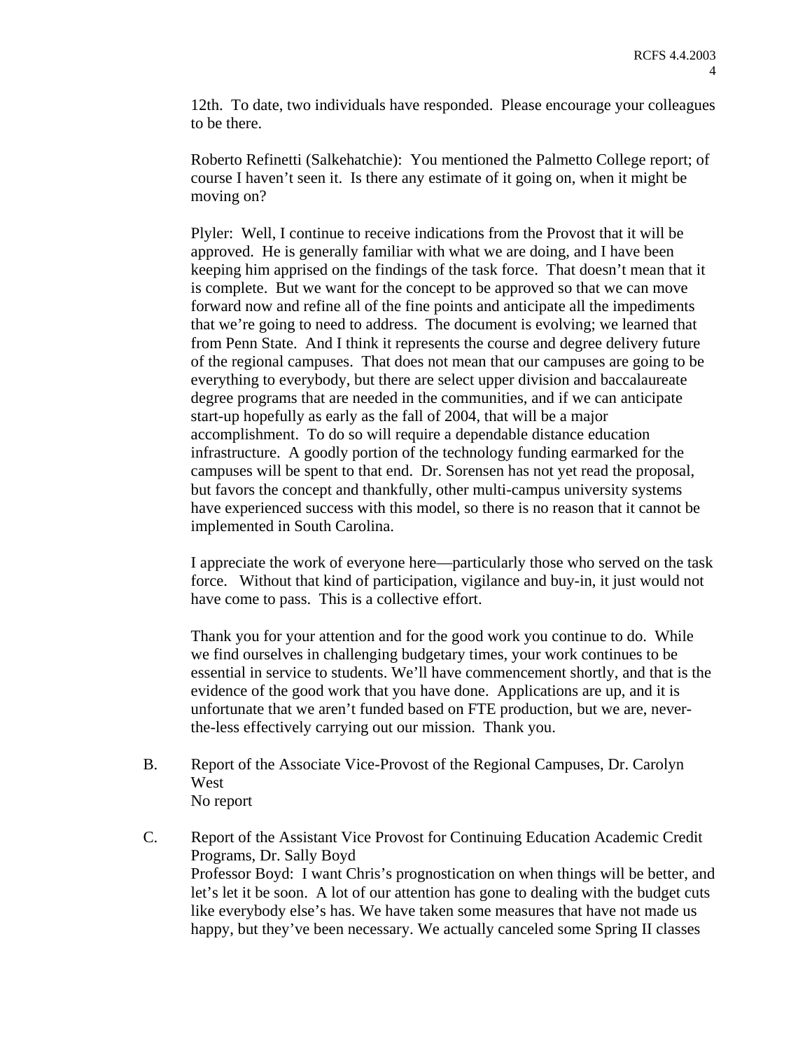12th. To date, two individuals have responded. Please encourage your colleagues to be there.

Roberto Refinetti (Salkehatchie): You mentioned the Palmetto College report; of course I haven't seen it. Is there any estimate of it going on, when it might be moving on?

Plyler: Well, I continue to receive indications from the Provost that it will be approved. He is generally familiar with what we are doing, and I have been keeping him apprised on the findings of the task force. That doesn't mean that it is complete. But we want for the concept to be approved so that we can move forward now and refine all of the fine points and anticipate all the impediments that we're going to need to address. The document is evolving; we learned that from Penn State. And I think it represents the course and degree delivery future of the regional campuses. That does not mean that our campuses are going to be everything to everybody, but there are select upper division and baccalaureate degree programs that are needed in the communities, and if we can anticipate start-up hopefully as early as the fall of 2004, that will be a major accomplishment. To do so will require a dependable distance education infrastructure. A goodly portion of the technology funding earmarked for the campuses will be spent to that end. Dr. Sorensen has not yet read the proposal, but favors the concept and thankfully, other multi-campus university systems have experienced success with this model, so there is no reason that it cannot be implemented in South Carolina.

I appreciate the work of everyone here—particularly those who served on the task force. Without that kind of participation, vigilance and buy-in, it just would not have come to pass. This is a collective effort.

Thank you for your attention and for the good work you continue to do. While we find ourselves in challenging budgetary times, your work continues to be essential in service to students. We'll have commencement shortly, and that is the evidence of the good work that you have done. Applications are up, and it is unfortunate that we aren't funded based on FTE production, but we are, never-the-less effectively carrying out our mission. Thank you.

B. Report of the Associate Vice-Provost of the Regional Campuses, Dr. Carolyn West
No report

C. Report of the Assistant Vice Provost for Continuing Education Academic Credit Programs, Dr. Sally Boyd
Professor Boyd: I want Chris's prognostication on when things will be better, and let's let it be soon. A lot of our attention has gone to dealing with the budget cuts like everybody else's has. We have taken some measures that have not made us happy, but they've been necessary. We actually canceled some Spring II classes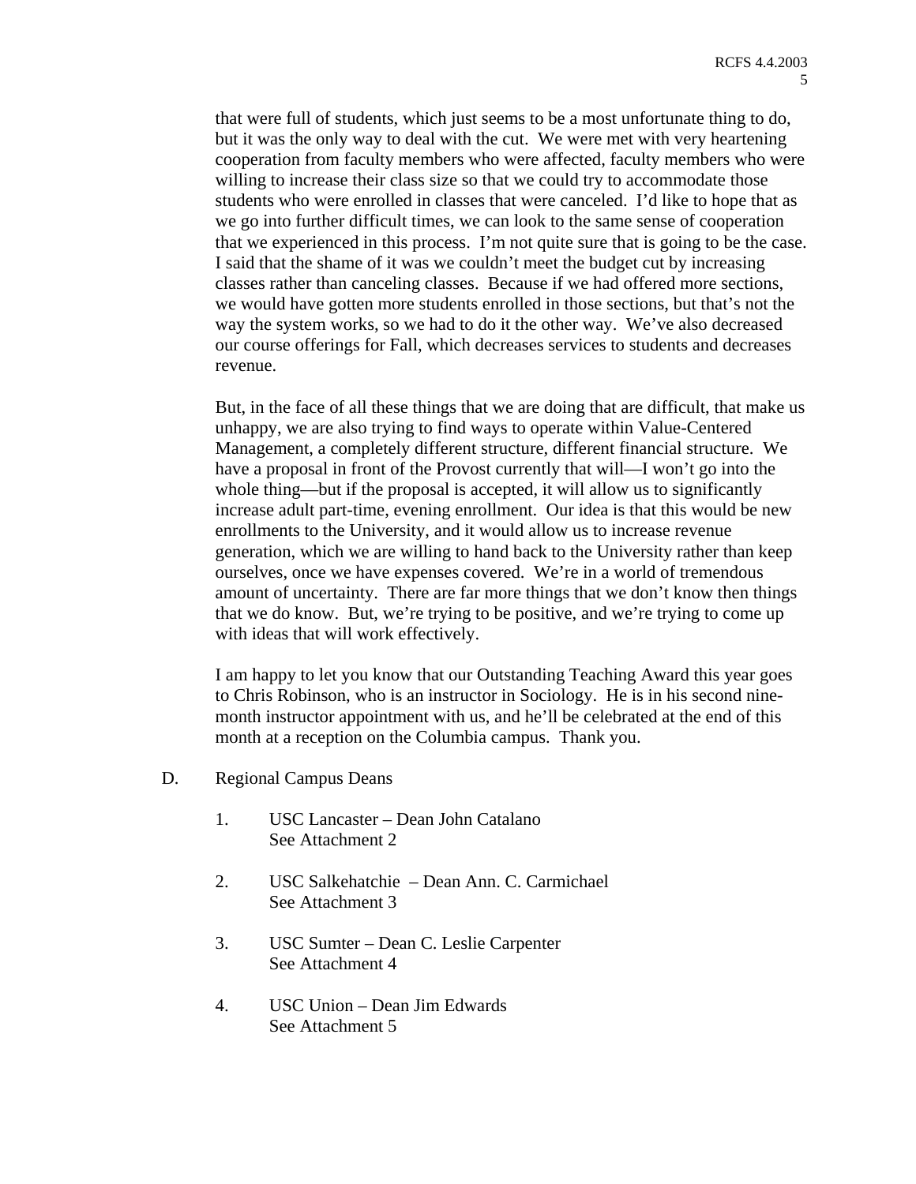that were full of students, which just seems to be a most unfortunate thing to do, but it was the only way to deal with the cut. We were met with very heartening cooperation from faculty members who were affected, faculty members who were willing to increase their class size so that we could try to accommodate those students who were enrolled in classes that were canceled. I'd like to hope that as we go into further difficult times, we can look to the same sense of cooperation that we experienced in this process. I'm not quite sure that is going to be the case. I said that the shame of it was we couldn't meet the budget cut by increasing classes rather than canceling classes. Because if we had offered more sections, we would have gotten more students enrolled in those sections, but that's not the way the system works, so we had to do it the other way. We've also decreased our course offerings for Fall, which decreases services to students and decreases revenue.

But, in the face of all these things that we are doing that are difficult, that make us unhappy, we are also trying to find ways to operate within Value-Centered Management, a completely different structure, different financial structure. We have a proposal in front of the Provost currently that will—I won't go into the whole thing—but if the proposal is accepted, it will allow us to significantly increase adult part-time, evening enrollment. Our idea is that this would be new enrollments to the University, and it would allow us to increase revenue generation, which we are willing to hand back to the University rather than keep ourselves, once we have expenses covered. We're in a world of tremendous amount of uncertainty. There are far more things that we don't know then things that we do know. But, we're trying to be positive, and we're trying to come up with ideas that will work effectively.

I am happy to let you know that our Outstanding Teaching Award this year goes to Chris Robinson, who is an instructor in Sociology. He is in his second nine-month instructor appointment with us, and he'll be celebrated at the end of this month at a reception on the Columbia campus. Thank you.

D. Regional Campus Deans

1. USC Lancaster – Dean John Catalano
   See Attachment 2

2. USC Salkehatchie – Dean Ann. C. Carmichael
   See Attachment 3

3. USC Sumter – Dean C. Leslie Carpenter
   See Attachment 4

4. USC Union – Dean Jim Edwards
   See Attachment 5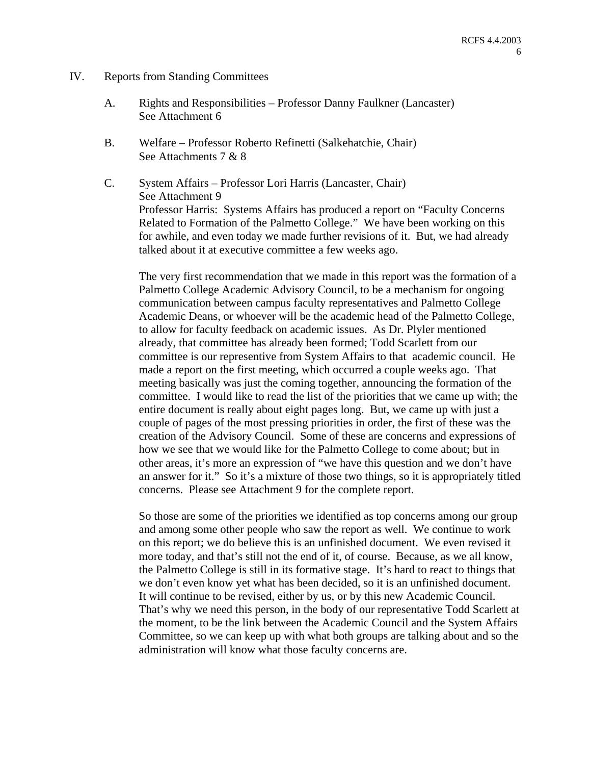## IV. Reports from Standing Committees

A. Rights and Responsibilities – Professor Danny Faulkner (Lancaster)
See Attachment 6

B. Welfare – Professor Roberto Refinetti (Salkehatchie, Chair)
See Attachments 7 & 8

C. System Affairs – Professor Lori Harris (Lancaster, Chair)
See Attachment 9
Professor Harris: Systems Affairs has produced a report on "Faculty Concerns Related to Formation of the Palmetto College." We have been working on this for awhile, and even today we made further revisions of it. But, we had already talked about it at executive committee a few weeks ago.

The very first recommendation that we made in this report was the formation of a Palmetto College Academic Advisory Council, to be a mechanism for ongoing communication between campus faculty representatives and Palmetto College Academic Deans, or whoever will be the academic head of the Palmetto College, to allow for faculty feedback on academic issues. As Dr. Plyler mentioned already, that committee has already been formed; Todd Scarlett from our committee is our representive from System Affairs to that academic council. He made a report on the first meeting, which occurred a couple weeks ago. That meeting basically was just the coming together, announcing the formation of the committee. I would like to read the list of the priorities that we came up with; the entire document is really about eight pages long. But, we came up with just a couple of pages of the most pressing priorities in order, the first of these was the creation of the Advisory Council. Some of these are concerns and expressions of how we see that we would like for the Palmetto College to come about; but in other areas, it's more an expression of "we have this question and we don't have an answer for it." So it's a mixture of those two things, so it is appropriately titled concerns. Please see Attachment 9 for the complete report.

So those are some of the priorities we identified as top concerns among our group and among some other people who saw the report as well. We continue to work on this report; we do believe this is an unfinished document. We even revised it more today, and that's still not the end of it, of course. Because, as we all know, the Palmetto College is still in its formative stage. It's hard to react to things that we don't even know yet what has been decided, so it is an unfinished document. It will continue to be revised, either by us, or by this new Academic Council. That's why we need this person, in the body of our representative Todd Scarlett at the moment, to be the link between the Academic Council and the System Affairs Committee, so we can keep up with what both groups are talking about and so the administration will know what those faculty concerns are.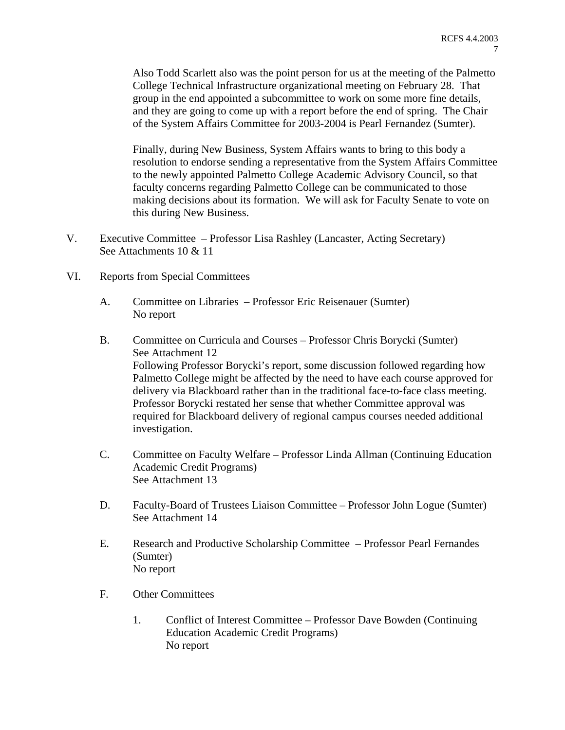Also Todd Scarlett also was the point person for us at the meeting of the Palmetto College Technical Infrastructure organizational meeting on February 28. That group in the end appointed a subcommittee to work on some more fine details, and they are going to come up with a report before the end of spring. The Chair of the System Affairs Committee for 2003-2004 is Pearl Fernandez (Sumter).

Finally, during New Business, System Affairs wants to bring to this body a resolution to endorse sending a representative from the System Affairs Committee to the newly appointed Palmetto College Academic Advisory Council, so that faculty concerns regarding Palmetto College can be communicated to those making decisions about its formation. We will ask for Faculty Senate to vote on this during New Business.

V. Executive Committee – Professor Lisa Rashley (Lancaster, Acting Secretary)
See Attachments 10 & 11

VI. Reports from Special Committees

A. Committee on Libraries – Professor Eric Reisenauer (Sumter)
No report

B. Committee on Curricula and Courses – Professor Chris Borycki (Sumter)
See Attachment 12
Following Professor Borycki's report, some discussion followed regarding how Palmetto College might be affected by the need to have each course approved for delivery via Blackboard rather than in the traditional face-to-face class meeting. Professor Borycki restated her sense that whether Committee approval was required for Blackboard delivery of regional campus courses needed additional investigation.

C. Committee on Faculty Welfare – Professor Linda Allman (Continuing Education Academic Credit Programs)
See Attachment 13

D. Faculty-Board of Trustees Liaison Committee – Professor John Logue (Sumter)
See Attachment 14

E. Research and Productive Scholarship Committee – Professor Pearl Fernandes (Sumter)
No report

F. Other Committees

1. Conflict of Interest Committee – Professor Dave Bowden (Continuing Education Academic Credit Programs)
No report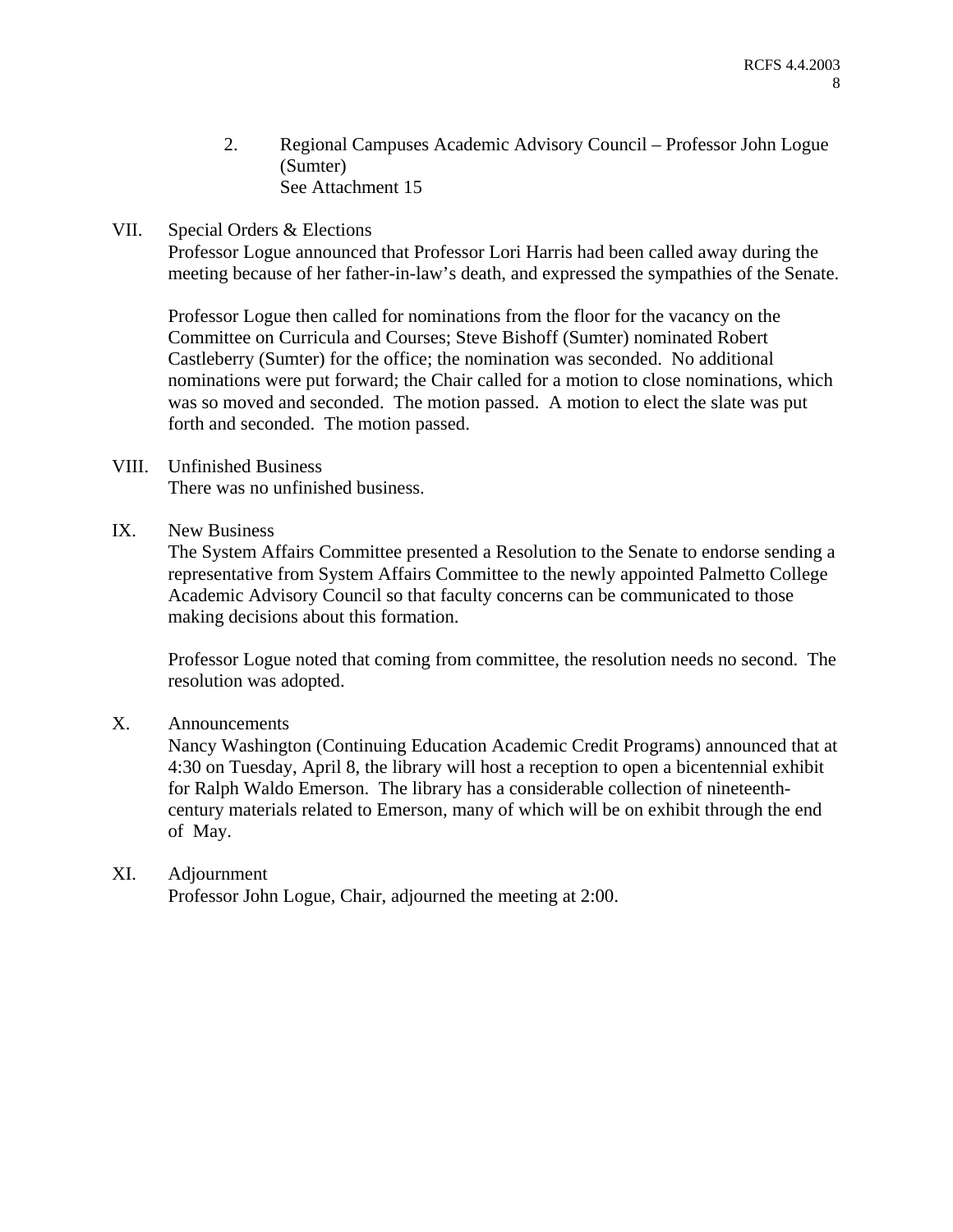2. Regional Campuses Academic Advisory Council – Professor John Logue (Sumter)
   See Attachment 15

VII. Special Orders & Elections

Professor Logue announced that Professor Lori Harris had been called away during the meeting because of her father-in-law's death, and expressed the sympathies of the Senate.

Professor Logue then called for nominations from the floor for the vacancy on the Committee on Curricula and Courses; Steve Bishoff (Sumter) nominated Robert Castleberry (Sumter) for the office; the nomination was seconded. No additional nominations were put forward; the Chair called for a motion to close nominations, which was so moved and seconded. The motion passed. A motion to elect the slate was put forth and seconded. The motion passed.

VIII. Unfinished Business

There was no unfinished business.

IX. New Business

The System Affairs Committee presented a Resolution to the Senate to endorse sending a representative from System Affairs Committee to the newly appointed Palmetto College Academic Advisory Council so that faculty concerns can be communicated to those making decisions about this formation.

Professor Logue noted that coming from committee, the resolution needs no second. The resolution was adopted.

X. Announcements

Nancy Washington (Continuing Education Academic Credit Programs) announced that at 4:30 on Tuesday, April 8, the library will host a reception to open a bicentennial exhibit for Ralph Waldo Emerson. The library has a considerable collection of nineteenth-century materials related to Emerson, many of which will be on exhibit through the end of May.

XI. Adjournment

Professor John Logue, Chair, adjourned the meeting at 2:00.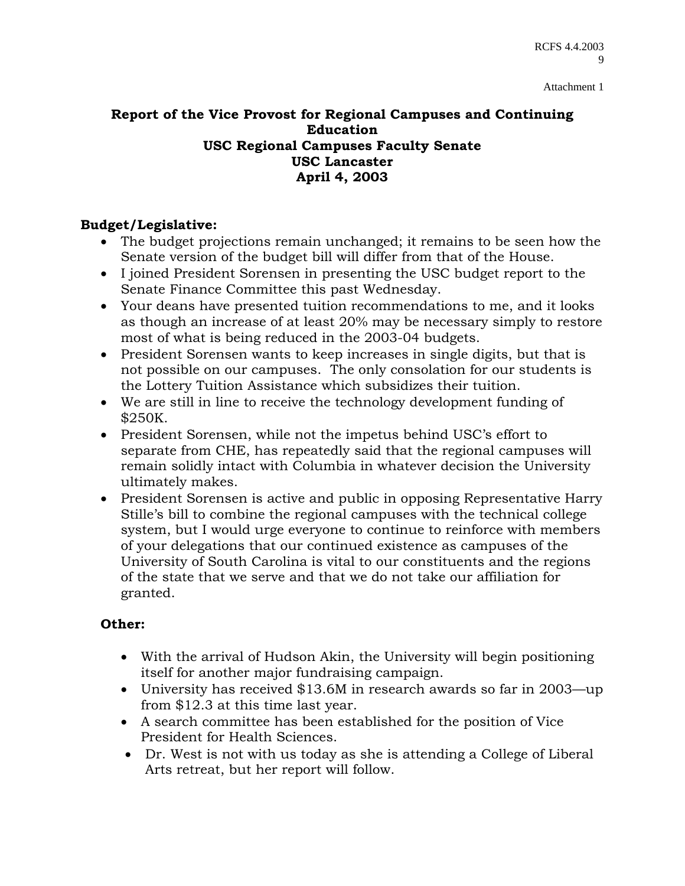Attachment 1

# Report of the Vice Provost for Regional Campuses and Continuing Education
## USC Regional Campuses Faculty Senate
## USC Lancaster
## April 4, 2003

**Budget/Legislative:**

- The budget projections remain unchanged; it remains to be seen how the Senate version of the budget bill will differ from that of the House.
- I joined President Sorensen in presenting the USC budget report to the Senate Finance Committee this past Wednesday.
- Your deans have presented tuition recommendations to me, and it looks as though an increase of at least 20% may be necessary simply to restore most of what is being reduced in the 2003-04 budgets.
- President Sorensen wants to keep increases in single digits, but that is not possible on our campuses. The only consolation for our students is the Lottery Tuition Assistance which subsidizes their tuition.
- We are still in line to receive the technology development funding of $250K.
- President Sorensen, while not the impetus behind USC's effort to separate from CHE, has repeatedly said that the regional campuses will remain solidly intact with Columbia in whatever decision the University ultimately makes.
- President Sorensen is active and public in opposing Representative Harry Stille's bill to combine the regional campuses with the technical college system, but I would urge everyone to continue to reinforce with members of your delegations that our continued existence as campuses of the University of South Carolina is vital to our constituents and the regions of the state that we serve and that we do not take our affiliation for granted.

**Other:**

- With the arrival of Hudson Akin, the University will begin positioning itself for another major fundraising campaign.
- University has received $13.6M in research awards so far in 2003—up from $12.3 at this time last year.
- A search committee has been established for the position of Vice President for Health Sciences.
- Dr. West is not with us today as she is attending a College of Liberal Arts retreat, but her report will follow.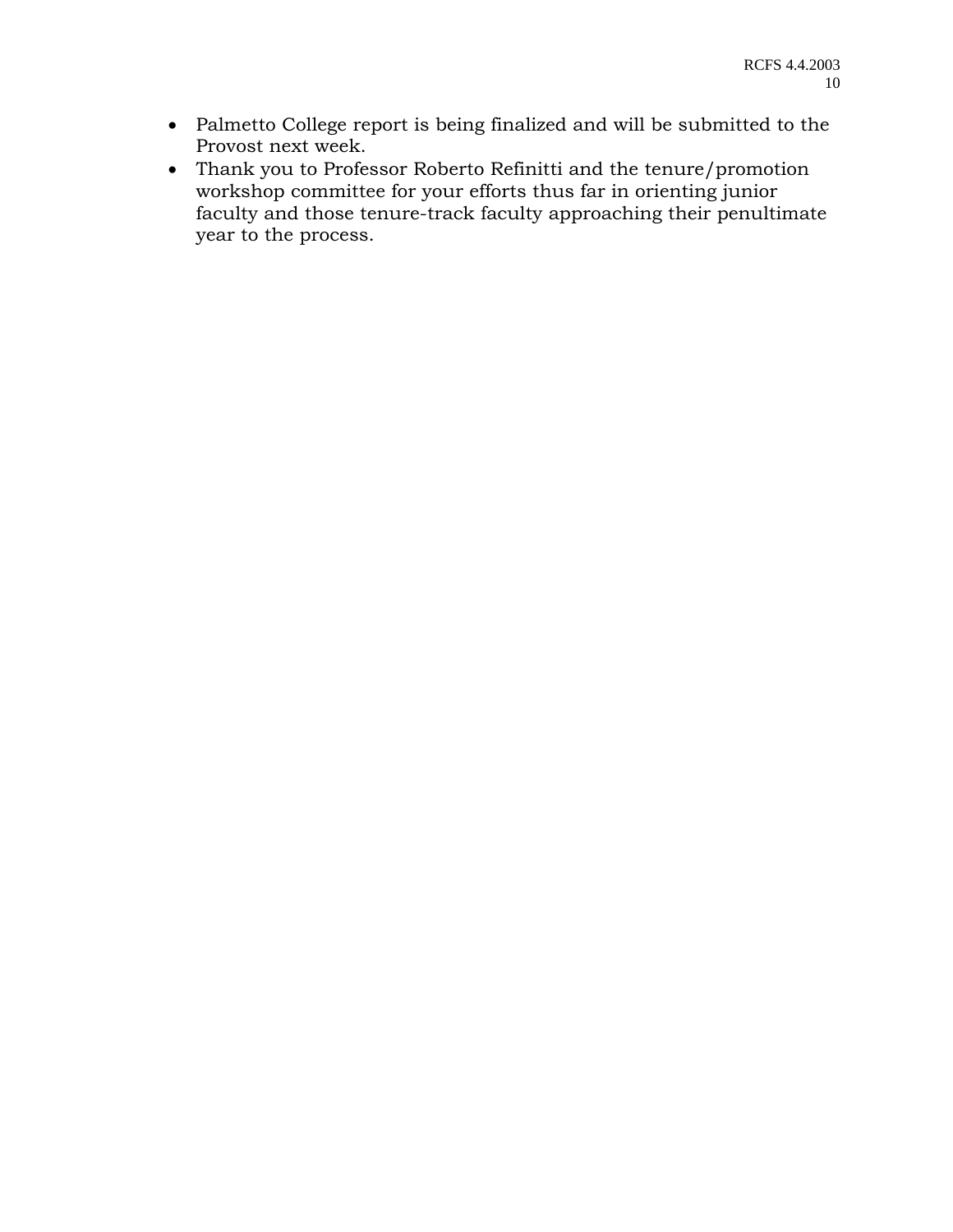- Palmetto College report is being finalized and will be submitted to the Provost next week.
- Thank you to Professor Roberto Refinitti and the tenure/promotion workshop committee for your efforts thus far in orienting junior faculty and those tenure-track faculty approaching their penultimate year to the process.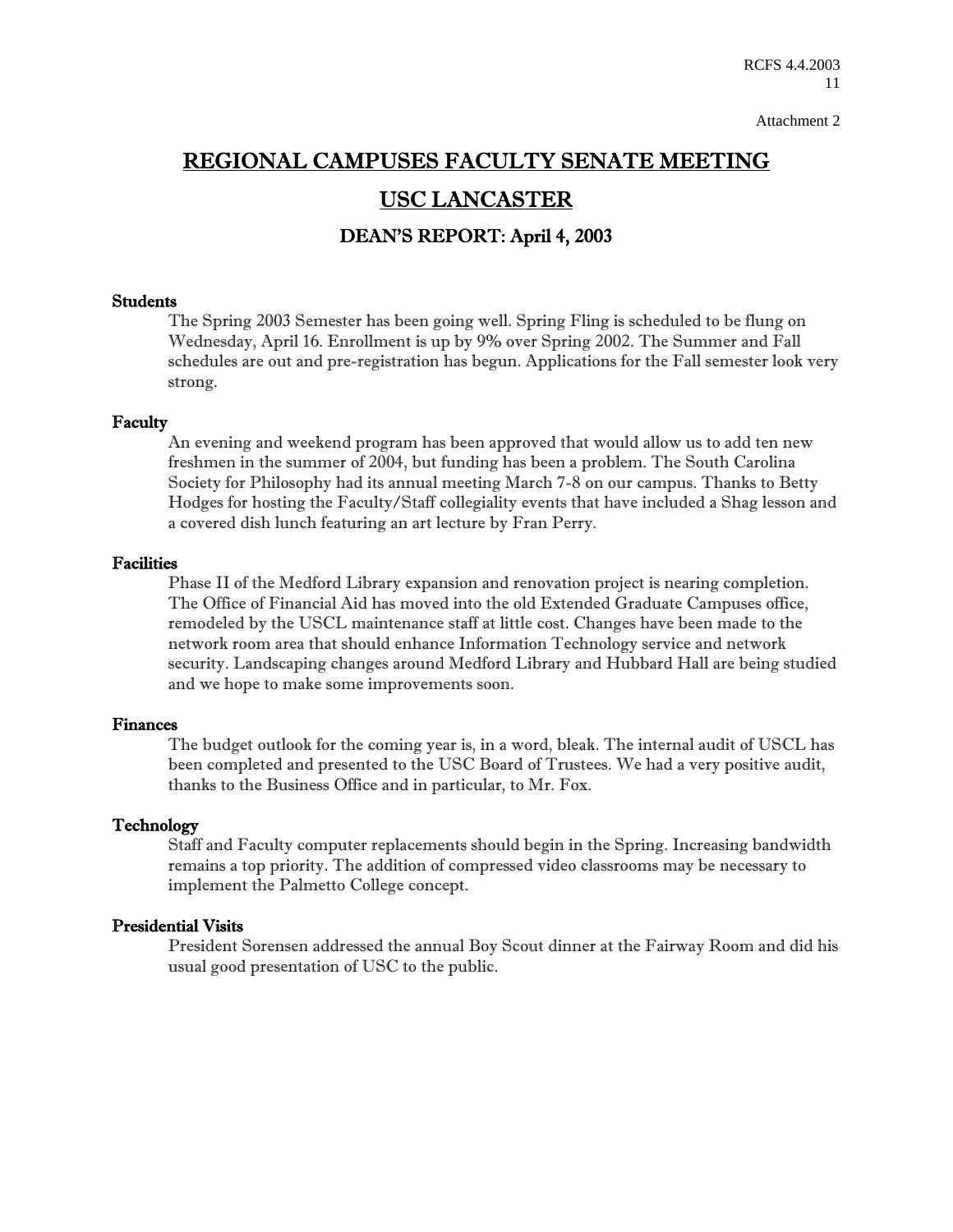Attachment 2

# REGIONAL CAMPUSES FACULTY SENATE MEETING

# USC LANCASTER

## DEAN'S REPORT: April 4, 2003

**Students**

The Spring 2003 Semester has been going well. Spring Fling is scheduled to be flung on Wednesday, April 16. Enrollment is up by 9% over Spring 2002. The Summer and Fall schedules are out and pre-registration has begun. Applications for the Fall semester look very strong.

**Faculty**

An evening and weekend program has been approved that would allow us to add ten new freshmen in the summer of 2004, but funding has been a problem. The South Carolina Society for Philosophy had its annual meeting March 7-8 on our campus. Thanks to Betty Hodges for hosting the Faculty/Staff collegiality events that have included a Shag lesson and a covered dish lunch featuring an art lecture by Fran Perry.

**Facilities**

Phase II of the Medford Library expansion and renovation project is nearing completion. The Office of Financial Aid has moved into the old Extended Graduate Campuses office, remodeled by the USCL maintenance staff at little cost. Changes have been made to the network room area that should enhance Information Technology service and network security. Landscaping changes around Medford Library and Hubbard Hall are being studied and we hope to make some improvements soon.

**Finances**

The budget outlook for the coming year is, in a word, bleak. The internal audit of USCL has been completed and presented to the USC Board of Trustees. We had a very positive audit, thanks to the Business Office and in particular, to Mr. Fox.

**Technology**

Staff and Faculty computer replacements should begin in the Spring. Increasing bandwidth remains a top priority. The addition of compressed video classrooms may be necessary to implement the Palmetto College concept.

**Presidential Visits**

President Sorensen addressed the annual Boy Scout dinner at the Fairway Room and did his usual good presentation of USC to the public.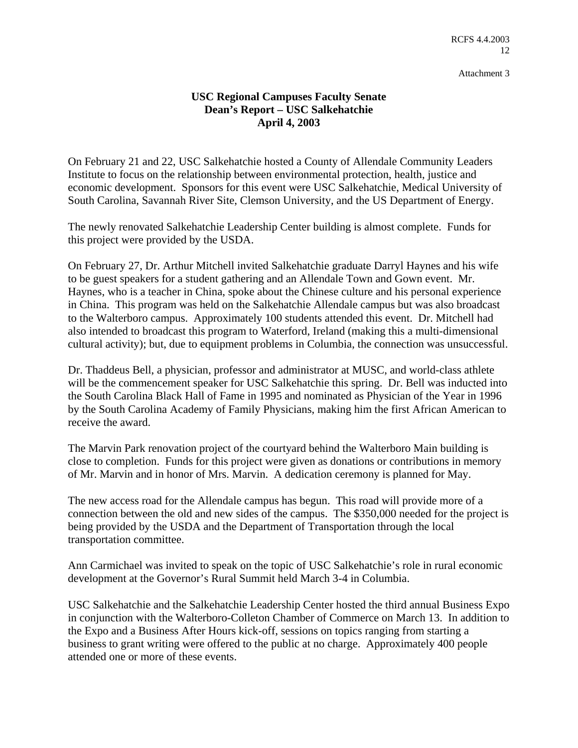Attachment 3

**USC Regional Campuses Faculty Senate**
**Dean's Report – USC Salkehatchie**
**April 4, 2003**

On February 21 and 22, USC Salkehatchie hosted a County of Allendale Community Leaders Institute to focus on the relationship between environmental protection, health, justice and economic development. Sponsors for this event were USC Salkehatchie, Medical University of South Carolina, Savannah River Site, Clemson University, and the US Department of Energy.

The newly renovated Salkehatchie Leadership Center building is almost complete. Funds for this project were provided by the USDA.

On February 27, Dr. Arthur Mitchell invited Salkehatchie graduate Darryl Haynes and his wife to be guest speakers for a student gathering and an Allendale Town and Gown event. Mr. Haynes, who is a teacher in China, spoke about the Chinese culture and his personal experience in China. This program was held on the Salkehatchie Allendale campus but was also broadcast to the Walterboro campus. Approximately 100 students attended this event. Dr. Mitchell had also intended to broadcast this program to Waterford, Ireland (making this a multi-dimensional cultural activity); but, due to equipment problems in Columbia, the connection was unsuccessful.

Dr. Thaddeus Bell, a physician, professor and administrator at MUSC, and world-class athlete will be the commencement speaker for USC Salkehatchie this spring. Dr. Bell was inducted into the South Carolina Black Hall of Fame in 1995 and nominated as Physician of the Year in 1996 by the South Carolina Academy of Family Physicians, making him the first African American to receive the award.

The Marvin Park renovation project of the courtyard behind the Walterboro Main building is close to completion. Funds for this project were given as donations or contributions in memory of Mr. Marvin and in honor of Mrs. Marvin. A dedication ceremony is planned for May.

The new access road for the Allendale campus has begun. This road will provide more of a connection between the old and new sides of the campus. The $350,000 needed for the project is being provided by the USDA and the Department of Transportation through the local transportation committee.

Ann Carmichael was invited to speak on the topic of USC Salkehatchie's role in rural economic development at the Governor's Rural Summit held March 3-4 in Columbia.

USC Salkehatchie and the Salkehatchie Leadership Center hosted the third annual Business Expo in conjunction with the Walterboro-Colleton Chamber of Commerce on March 13. In addition to the Expo and a Business After Hours kick-off, sessions on topics ranging from starting a business to grant writing were offered to the public at no charge. Approximately 400 people attended one or more of these events.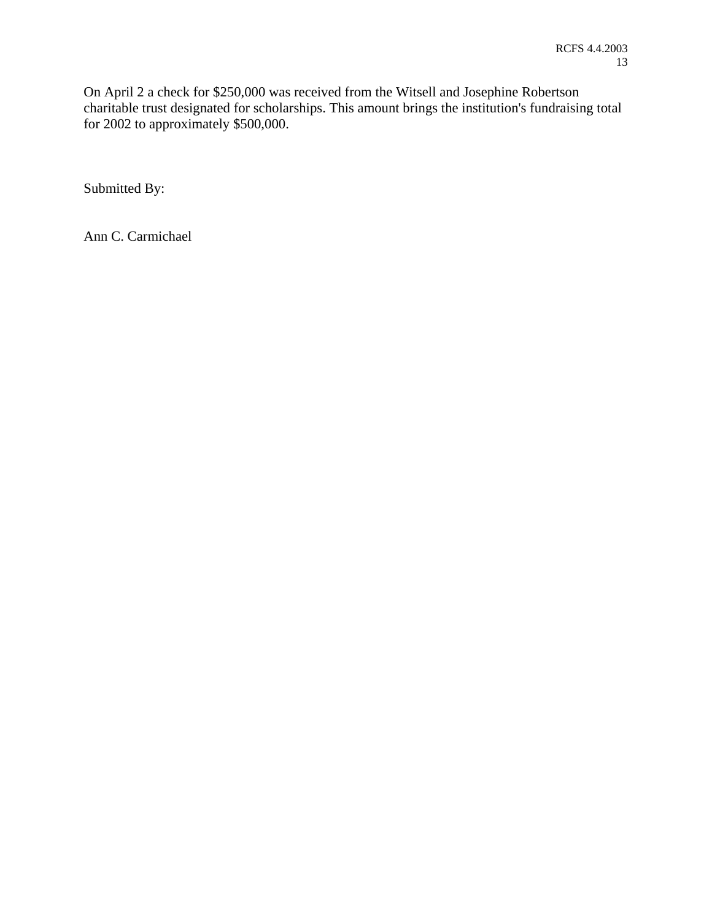On April 2 a check for $250,000 was received from the Witsell and Josephine Robertson charitable trust designated for scholarships. This amount brings the institution's fundraising total for 2002 to approximately $500,000.

Submitted By:

Ann C. Carmichael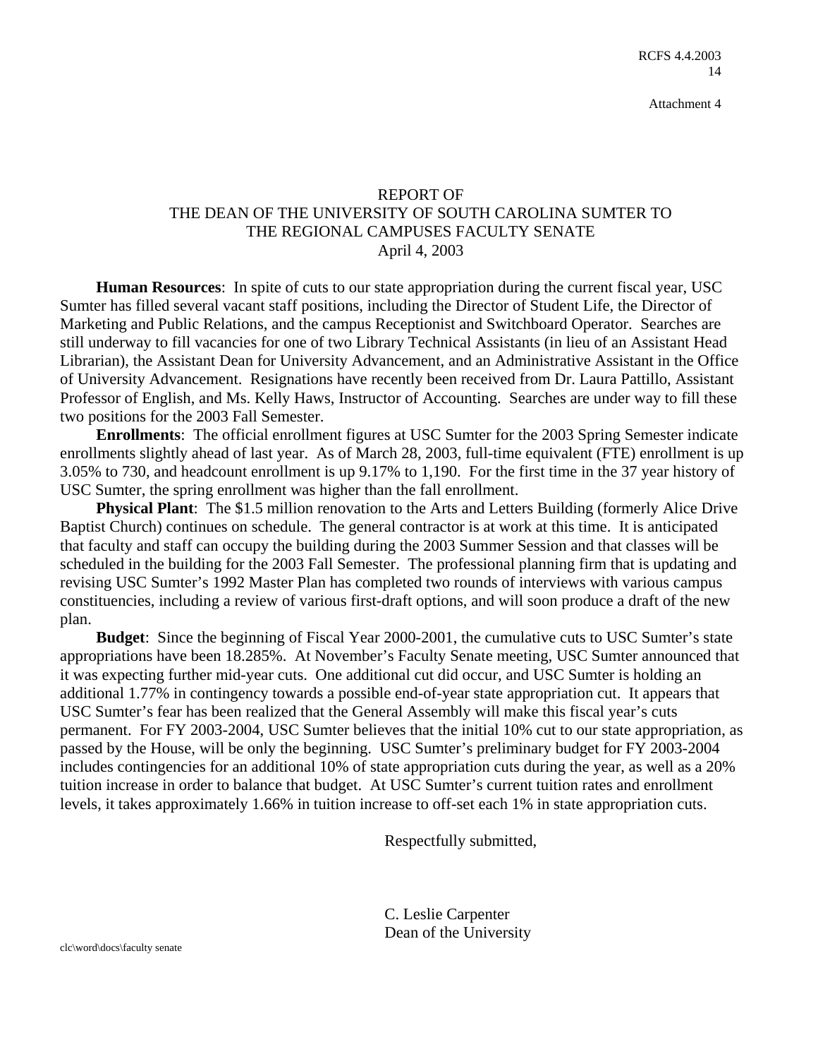Attachment 4

# REPORT OF THE DEAN OF THE UNIVERSITY OF SOUTH CAROLINA SUMTER TO THE REGIONAL CAMPUSES FACULTY SENATE

April 4, 2003

**Human Resources**: In spite of cuts to our state appropriation during the current fiscal year, USC Sumter has filled several vacant staff positions, including the Director of Student Life, the Director of Marketing and Public Relations, and the campus Receptionist and Switchboard Operator. Searches are still underway to fill vacancies for one of two Library Technical Assistants (in lieu of an Assistant Head Librarian), the Assistant Dean for University Advancement, and an Administrative Assistant in the Office of University Advancement. Resignations have recently been received from Dr. Laura Pattillo, Assistant Professor of English, and Ms. Kelly Haws, Instructor of Accounting. Searches are under way to fill these two positions for the 2003 Fall Semester.

**Enrollments**: The official enrollment figures at USC Sumter for the 2003 Spring Semester indicate enrollments slightly ahead of last year. As of March 28, 2003, full-time equivalent (FTE) enrollment is up 3.05% to 730, and headcount enrollment is up 9.17% to 1,190. For the first time in the 37 year history of USC Sumter, the spring enrollment was higher than the fall enrollment.

**Physical Plant**: The $1.5 million renovation to the Arts and Letters Building (formerly Alice Drive Baptist Church) continues on schedule. The general contractor is at work at this time. It is anticipated that faculty and staff can occupy the building during the 2003 Summer Session and that classes will be scheduled in the building for the 2003 Fall Semester. The professional planning firm that is updating and revising USC Sumter's 1992 Master Plan has completed two rounds of interviews with various campus constituencies, including a review of various first-draft options, and will soon produce a draft of the new plan.

**Budget**: Since the beginning of Fiscal Year 2000-2001, the cumulative cuts to USC Sumter's state appropriations have been 18.285%. At November's Faculty Senate meeting, USC Sumter announced that it was expecting further mid-year cuts. One additional cut did occur, and USC Sumter is holding an additional 1.77% in contingency towards a possible end-of-year state appropriation cut. It appears that USC Sumter's fear has been realized that the General Assembly will make this fiscal year's cuts permanent. For FY 2003-2004, USC Sumter believes that the initial 10% cut to our state appropriation, as passed by the House, will be only the beginning. USC Sumter's preliminary budget for FY 2003-2004 includes contingencies for an additional 10% of state appropriation cuts during the year, as well as a 20% tuition increase in order to balance that budget. At USC Sumter's current tuition rates and enrollment levels, it takes approximately 1.66% in tuition increase to off-set each 1% in state appropriation cuts.

Respectfully submitted,

C. Leslie Carpenter
Dean of the University

clc\word\docs\faculty senate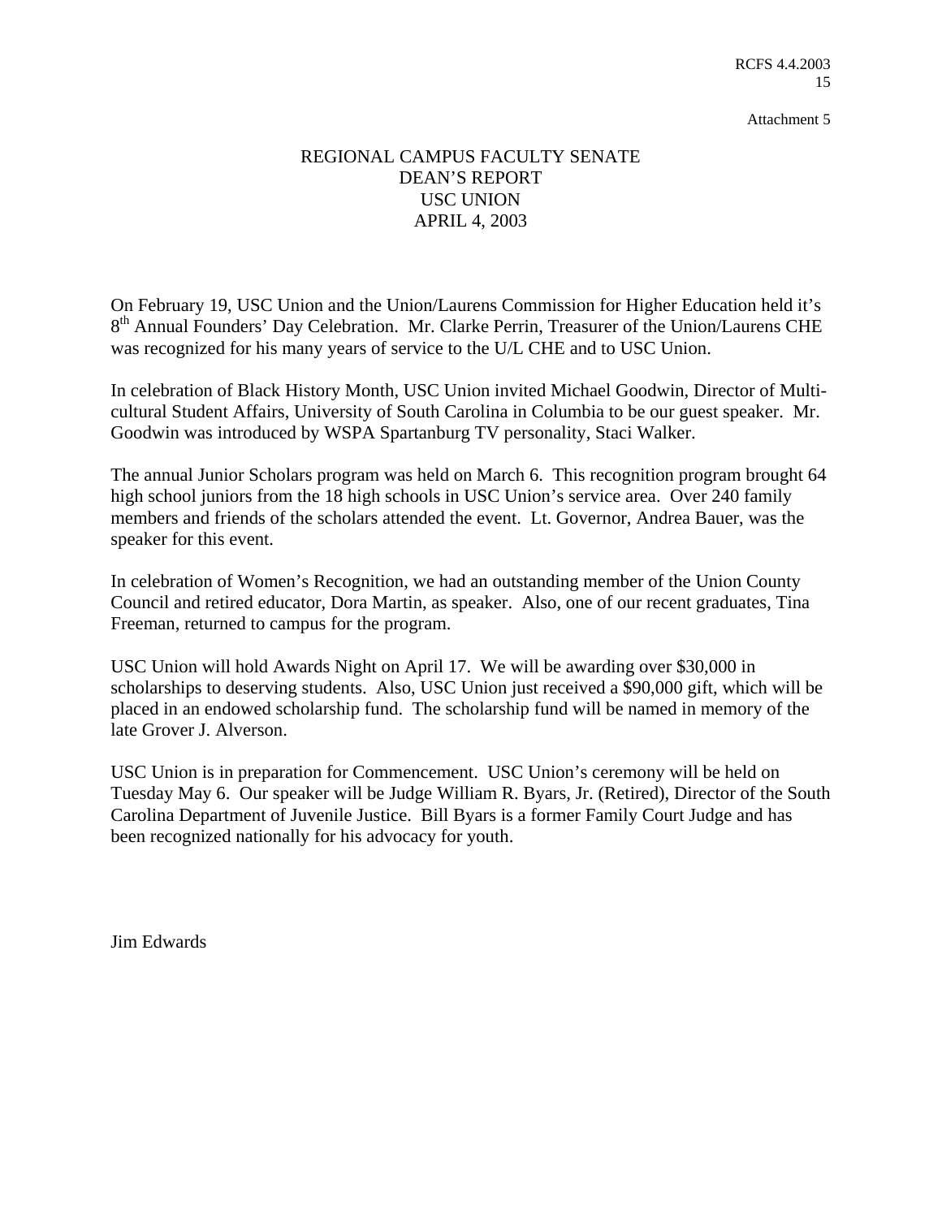Attachment 5

# REGIONAL CAMPUS FACULTY SENATE
# DEAN'S REPORT
# USC UNION
# APRIL 4, 2003

On February 19, USC Union and the Union/Laurens Commission for Higher Education held it's 8th Annual Founders' Day Celebration. Mr. Clarke Perrin, Treasurer of the Union/Laurens CHE was recognized for his many years of service to the U/L CHE and to USC Union.

In celebration of Black History Month, USC Union invited Michael Goodwin, Director of Multi-cultural Student Affairs, University of South Carolina in Columbia to be our guest speaker. Mr. Goodwin was introduced by WSPA Spartanburg TV personality, Staci Walker.

The annual Junior Scholars program was held on March 6. This recognition program brought 64 high school juniors from the 18 high schools in USC Union's service area. Over 240 family members and friends of the scholars attended the event. Lt. Governor, Andrea Bauer, was the speaker for this event.

In celebration of Women's Recognition, we had an outstanding member of the Union County Council and retired educator, Dora Martin, as speaker. Also, one of our recent graduates, Tina Freeman, returned to campus for the program.

USC Union will hold Awards Night on April 17. We will be awarding over $30,000 in scholarships to deserving students. Also, USC Union just received a $90,000 gift, which will be placed in an endowed scholarship fund. The scholarship fund will be named in memory of the late Grover J. Alverson.

USC Union is in preparation for Commencement. USC Union's ceremony will be held on Tuesday May 6. Our speaker will be Judge William R. Byars, Jr. (Retired), Director of the South Carolina Department of Juvenile Justice. Bill Byars is a former Family Court Judge and has been recognized nationally for his advocacy for youth.

Jim Edwards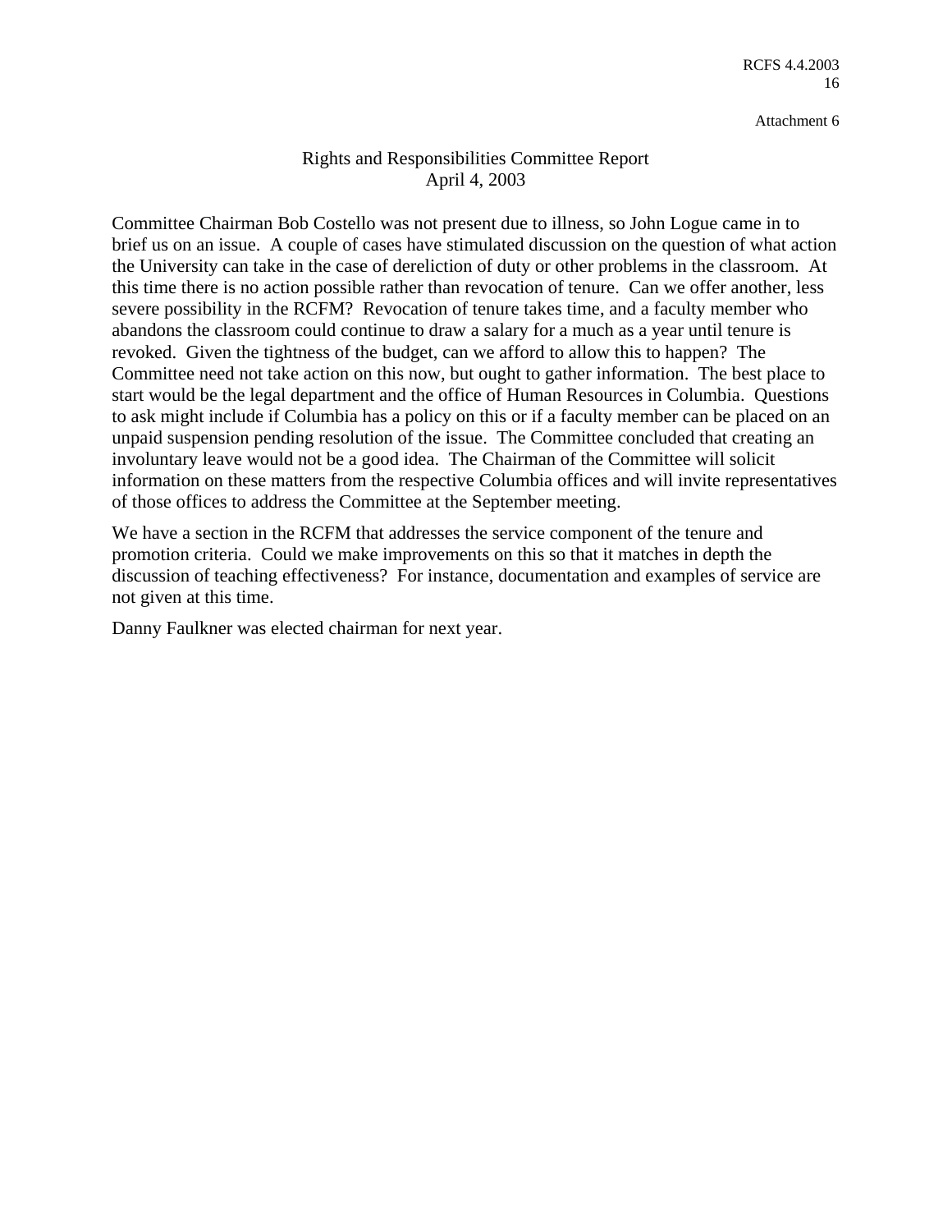Attachment 6

# Rights and Responsibilities Committee Report
April 4, 2003

Committee Chairman Bob Costello was not present due to illness, so John Logue came in to brief us on an issue. A couple of cases have stimulated discussion on the question of what action the University can take in the case of dereliction of duty or other problems in the classroom. At this time there is no action possible rather than revocation of tenure. Can we offer another, less severe possibility in the RCFM? Revocation of tenure takes time, and a faculty member who abandons the classroom could continue to draw a salary for a much as a year until tenure is revoked. Given the tightness of the budget, can we afford to allow this to happen? The Committee need not take action on this now, but ought to gather information. The best place to start would be the legal department and the office of Human Resources in Columbia. Questions to ask might include if Columbia has a policy on this or if a faculty member can be placed on an unpaid suspension pending resolution of the issue. The Committee concluded that creating an involuntary leave would not be a good idea. The Chairman of the Committee will solicit information on these matters from the respective Columbia offices and will invite representatives of those offices to address the Committee at the September meeting.

We have a section in the RCFM that addresses the service component of the tenure and promotion criteria. Could we make improvements on this so that it matches in depth the discussion of teaching effectiveness? For instance, documentation and examples of service are not given at this time.

Danny Faulkner was elected chairman for next year.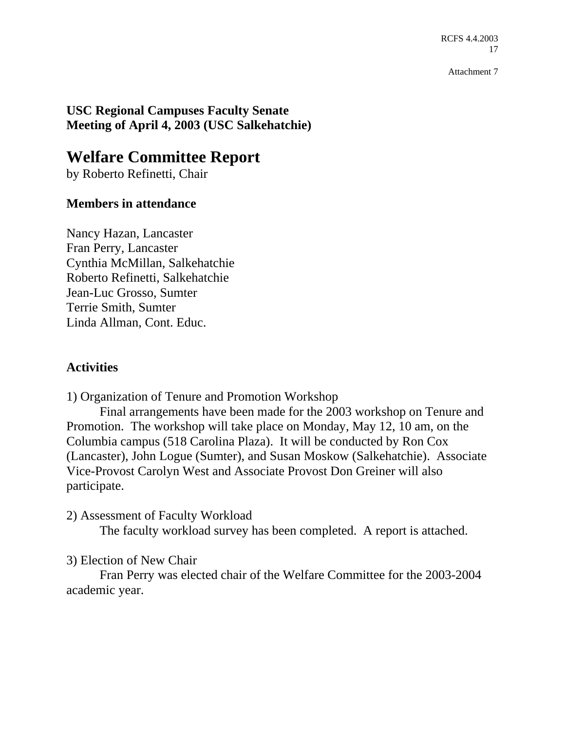Attachment 7

**USC Regional Campuses Faculty Senate**
**Meeting of April 4, 2003 (USC Salkehatchie)**

# Welfare Committee Report

by Roberto Refinetti, Chair

### Members in attendance

Nancy Hazan, Lancaster
Fran Perry, Lancaster
Cynthia McMillan, Salkehatchie
Roberto Refinetti, Salkehatchie
Jean-Luc Grosso, Sumter
Terrie Smith, Sumter
Linda Allman, Cont. Educ.

### Activities

1) Organization of Tenure and Promotion Workshop

Final arrangements have been made for the 2003 workshop on Tenure and Promotion. The workshop will take place on Monday, May 12, 10 am, on the Columbia campus (518 Carolina Plaza). It will be conducted by Ron Cox (Lancaster), John Logue (Sumter), and Susan Moskow (Salkehatchie). Associate Vice-Provost Carolyn West and Associate Provost Don Greiner will also participate.

2) Assessment of Faculty Workload

The faculty workload survey has been completed. A report is attached.

3) Election of New Chair

Fran Perry was elected chair of the Welfare Committee for the 2003-2004 academic year.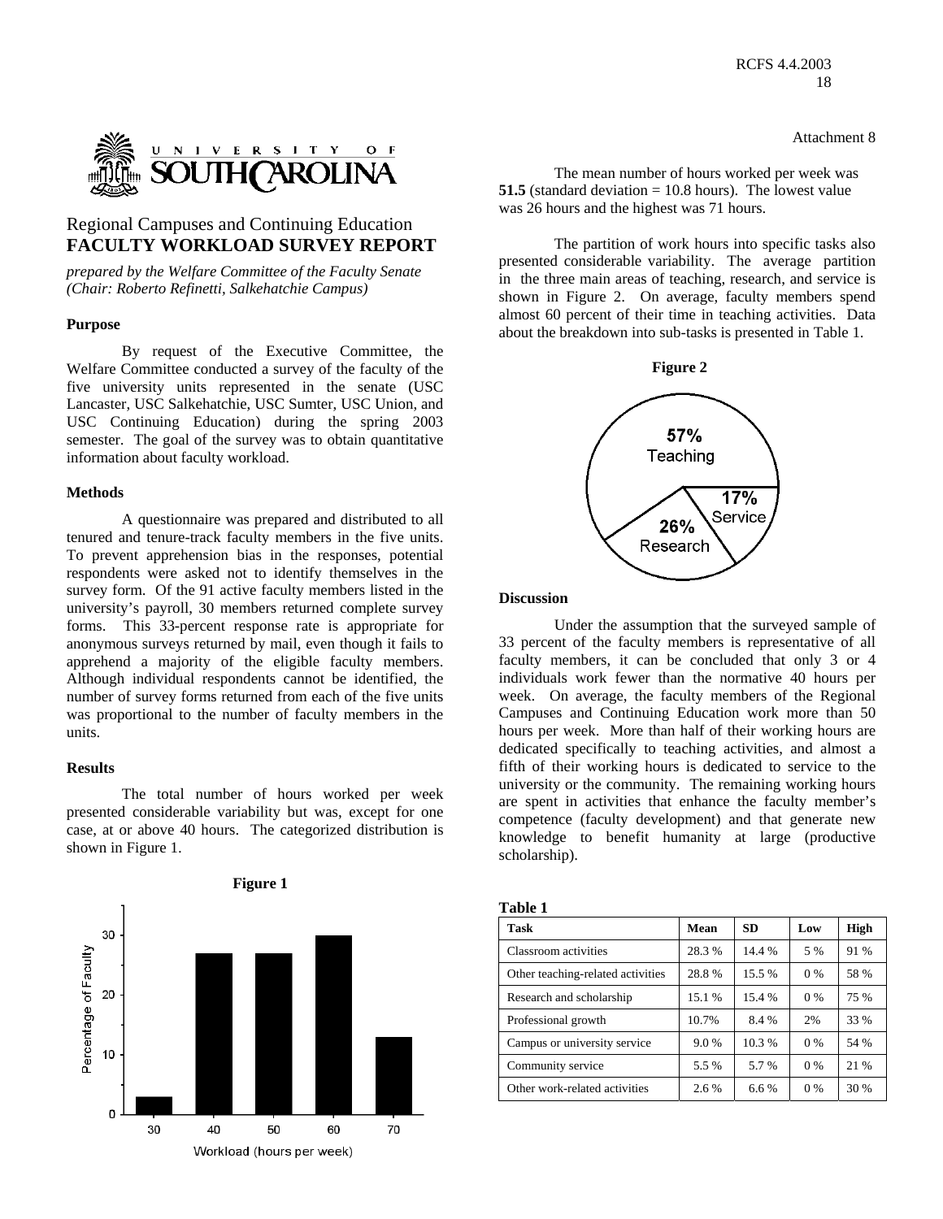Attachment 8

# Regional Campuses and Continuing Education
## FACULTY WORKLOAD SURVEY REPORT

*prepared by the Welfare Committee of the Faculty Senate (Chair: Roberto Refinetti, Salkehatchie Campus)*

### Purpose

By request of the Executive Committee, the Welfare Committee conducted a survey of the faculty of the five university units represented in the senate (USC Lancaster, USC Salkehatchie, USC Sumter, USC Union, and USC Continuing Education) during the spring 2003 semester. The goal of the survey was to obtain quantitative information about faculty workload.

### Methods

A questionnaire was prepared and distributed to all tenured and tenure-track faculty members in the five units. To prevent apprehension bias in the responses, potential respondents were asked not to identify themselves in the survey form. Of the 91 active faculty members listed in the university's payroll, 30 members returned complete survey forms. This 33-percent response rate is appropriate for anonymous surveys returned by mail, even though it fails to apprehend a majority of the eligible faculty members. Although individual respondents cannot be identified, the number of survey forms returned from each of the five units was proportional to the number of faculty members in the units.

### Results

The total number of hours worked per week presented considerable variability but was, except for one case, at or above 40 hours. The categorized distribution is shown in Figure 1.

**Figure 1**

The mean number of hours worked per week was **51.5** (standard deviation = 10.8 hours). The lowest value was 26 hours and the highest was 71 hours.

The partition of work hours into specific tasks also presented considerable variability. The average partition in the three main areas of teaching, research, and service is shown in Figure 2. On average, faculty members spend almost 60 percent of their time in teaching activities. Data about the breakdown into sub-tasks is presented in Table 1.

**Figure 2**

### Discussion

Under the assumption that the surveyed sample of 33 percent of the faculty members is representative of all faculty members, it can be concluded that only 3 or 4 individuals work fewer than the normative 40 hours per week. On average, the faculty members of the Regional Campuses and Continuing Education work more than 50 hours per week. More than half of their working hours are dedicated specifically to teaching activities, and almost a fifth of their working hours is dedicated to service to the university or the community. The remaining working hours are spent in activities that enhance the faculty member's competence (faculty development) and that generate new knowledge to benefit humanity at large (productive scholarship).

**Table 1**

| Task | Mean | SD | Low | High |
|---|---|---|---|---|
| Classroom activities | 28.3 % | 14.4 % | 5 % | 91 % |
| Other teaching-related activities | 28.8 % | 15.5 % | 0 % | 58 % |
| Research and scholarship | 15.1 % | 15.4 % | 0 % | 75 % |
| Professional growth | 10.7% | 8.4 % | 2% | 33 % |
| Campus or university service | 9.0 % | 10.3 % | 0 % | 54 % |
| Community service | 5.5 % | 5.7 % | 0 % | 21 % |
| Other work-related activities | 2.6 % | 6.6 % | 0 % | 30 % |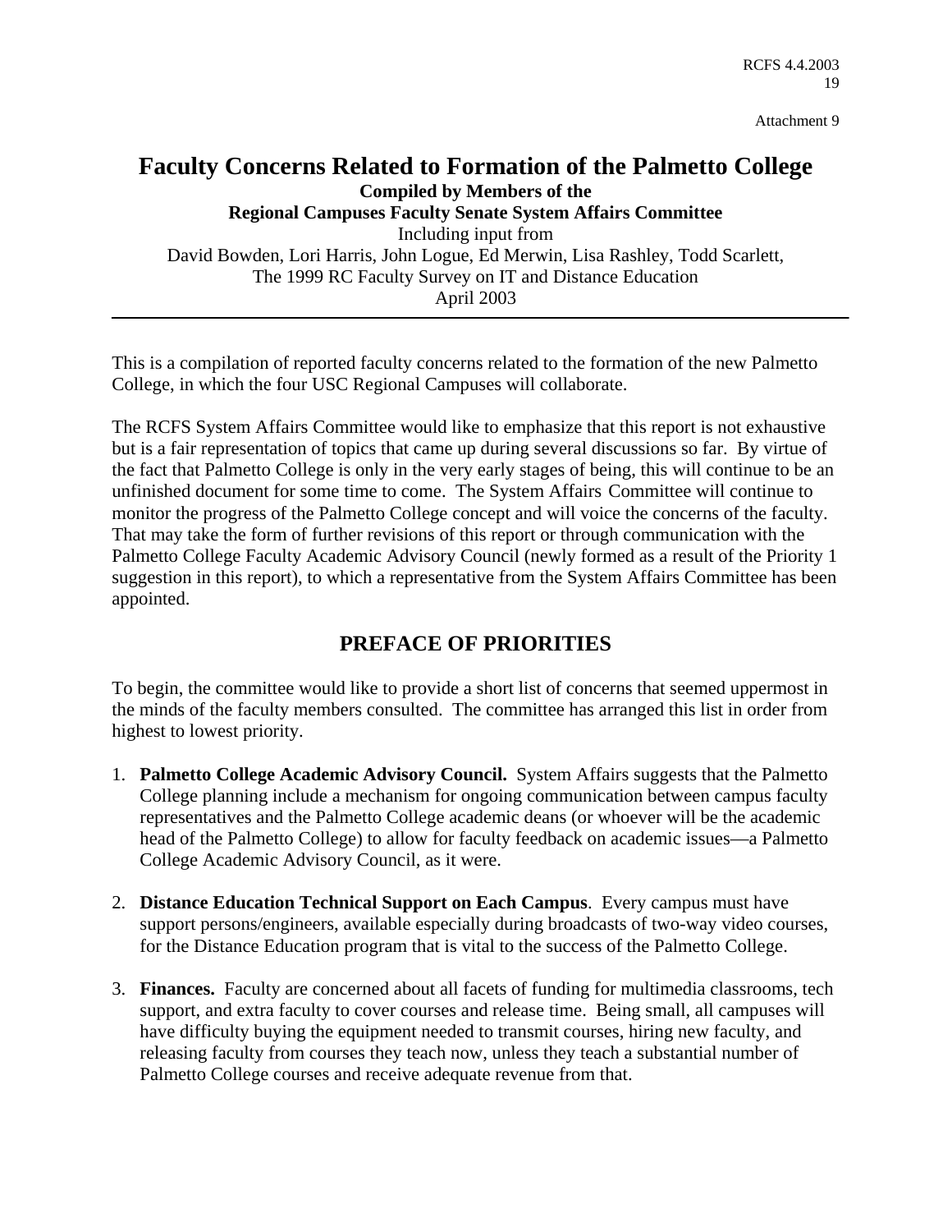Attachment 9

# Faculty Concerns Related to Formation of the Palmetto College

**Compiled by Members of the**
**Regional Campuses Faculty Senate System Affairs Committee**
Including input from
David Bowden, Lori Harris, John Logue, Ed Merwin, Lisa Rashley, Todd Scarlett,
The 1999 RC Faculty Survey on IT and Distance Education
April 2003

---

This is a compilation of reported faculty concerns related to the formation of the new Palmetto College, in which the four USC Regional Campuses will collaborate.

The RCFS System Affairs Committee would like to emphasize that this report is not exhaustive but is a fair representation of topics that came up during several discussions so far. By virtue of the fact that Palmetto College is only in the very early stages of being, this will continue to be an unfinished document for some time to come. The System Affairs Committee will continue to monitor the progress of the Palmetto College concept and will voice the concerns of the faculty. That may take the form of further revisions of this report or through communication with the Palmetto College Faculty Academic Advisory Council (newly formed as a result of the Priority 1 suggestion in this report), to which a representative from the System Affairs Committee has been appointed.

## PREFACE OF PRIORITIES

To begin, the committee would like to provide a short list of concerns that seemed uppermost in the minds of the faculty members consulted. The committee has arranged this list in order from highest to lowest priority.

1. **Palmetto College Academic Advisory Council.** System Affairs suggests that the Palmetto College planning include a mechanism for ongoing communication between campus faculty representatives and the Palmetto College academic deans (or whoever will be the academic head of the Palmetto College) to allow for faculty feedback on academic issues—a Palmetto College Academic Advisory Council, as it were.

2. **Distance Education Technical Support on Each Campus**. Every campus must have support persons/engineers, available especially during broadcasts of two-way video courses, for the Distance Education program that is vital to the success of the Palmetto College.

3. **Finances.** Faculty are concerned about all facets of funding for multimedia classrooms, tech support, and extra faculty to cover courses and release time. Being small, all campuses will have difficulty buying the equipment needed to transmit courses, hiring new faculty, and releasing faculty from courses they teach now, unless they teach a substantial number of Palmetto College courses and receive adequate revenue from that.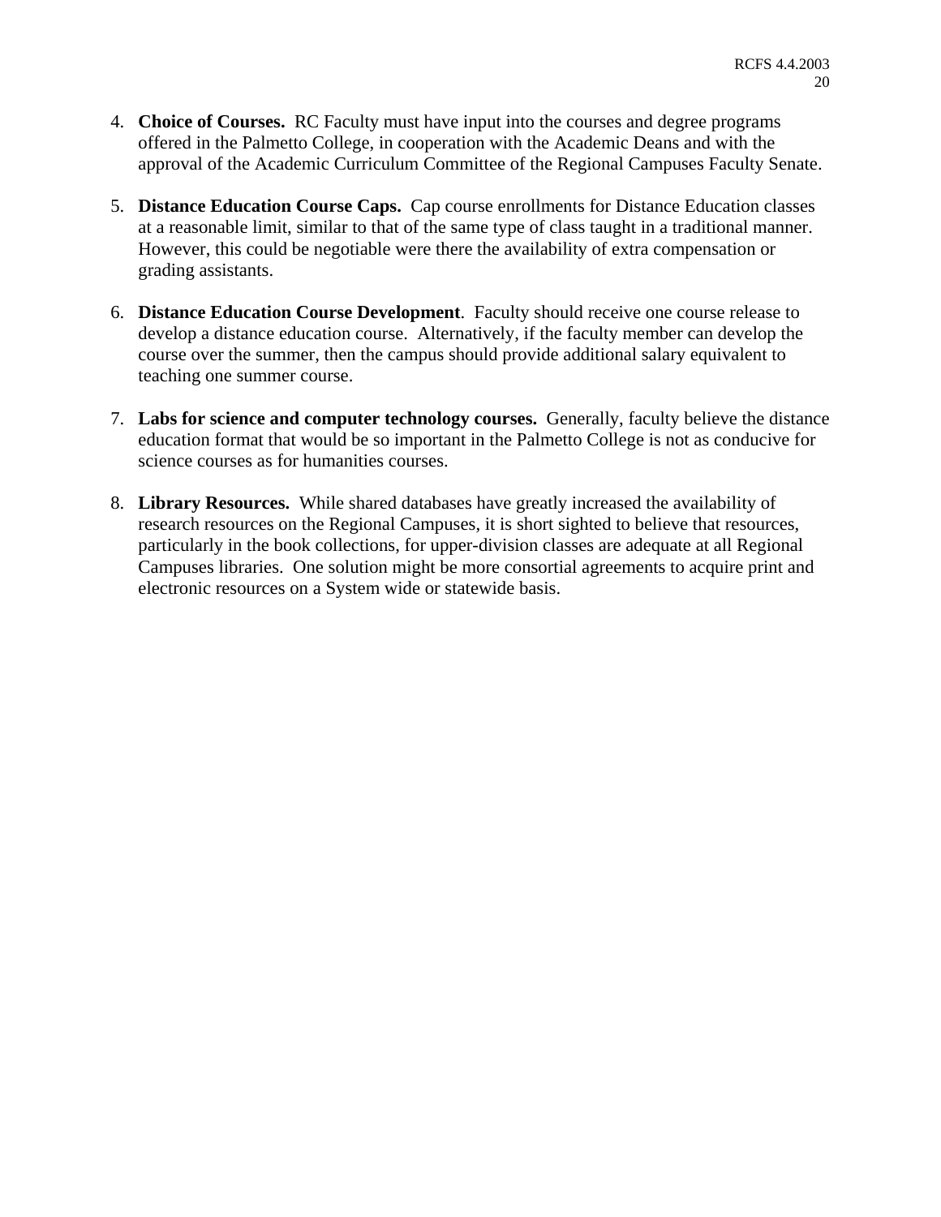4. **Choice of Courses.** RC Faculty must have input into the courses and degree programs offered in the Palmetto College, in cooperation with the Academic Deans and with the approval of the Academic Curriculum Committee of the Regional Campuses Faculty Senate.

5. **Distance Education Course Caps.** Cap course enrollments for Distance Education classes at a reasonable limit, similar to that of the same type of class taught in a traditional manner. However, this could be negotiable were there the availability of extra compensation or grading assistants.

6. **Distance Education Course Development**. Faculty should receive one course release to develop a distance education course. Alternatively, if the faculty member can develop the course over the summer, then the campus should provide additional salary equivalent to teaching one summer course.

7. **Labs for science and computer technology courses.** Generally, faculty believe the distance education format that would be so important in the Palmetto College is not as conducive for science courses as for humanities courses.

8. **Library Resources.** While shared databases have greatly increased the availability of research resources on the Regional Campuses, it is short sighted to believe that resources, particularly in the book collections, for upper-division classes are adequate at all Regional Campuses libraries. One solution might be more consortial agreements to acquire print and electronic resources on a System wide or statewide basis.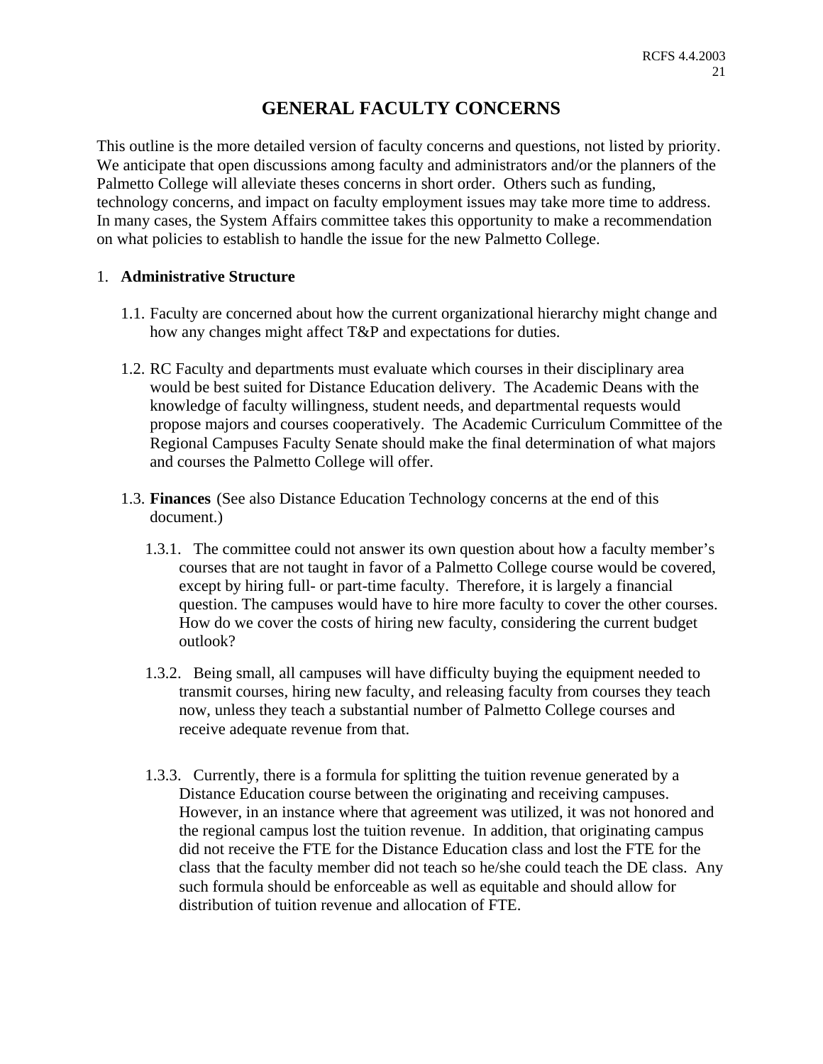# GENERAL FACULTY CONCERNS

This outline is the more detailed version of faculty concerns and questions, not listed by priority. We anticipate that open discussions among faculty and administrators and/or the planners of the Palmetto College will alleviate theses concerns in short order. Others such as funding, technology concerns, and impact on faculty employment issues may take more time to address. In many cases, the System Affairs committee takes this opportunity to make a recommendation on what policies to establish to handle the issue for the new Palmetto College.

1. **Administrative Structure**

   1.1. Faculty are concerned about how the current organizational hierarchy might change and how any changes might affect T&P and expectations for duties.

   1.2. RC Faculty and departments must evaluate which courses in their disciplinary area would be best suited for Distance Education delivery. The Academic Deans with the knowledge of faculty willingness, student needs, and departmental requests would propose majors and courses cooperatively. The Academic Curriculum Committee of the Regional Campuses Faculty Senate should make the final determination of what majors and courses the Palmetto College will offer.

   1.3. **Finances** (See also Distance Education Technology concerns at the end of this document.)

      1.3.1. The committee could not answer its own question about how a faculty member's courses that are not taught in favor of a Palmetto College course would be covered, except by hiring full- or part-time faculty. Therefore, it is largely a financial question. The campuses would have to hire more faculty to cover the other courses. How do we cover the costs of hiring new faculty, considering the current budget outlook?

      1.3.2. Being small, all campuses will have difficulty buying the equipment needed to transmit courses, hiring new faculty, and releasing faculty from courses they teach now, unless they teach a substantial number of Palmetto College courses and receive adequate revenue from that.

      1.3.3. Currently, there is a formula for splitting the tuition revenue generated by a Distance Education course between the originating and receiving campuses. However, in an instance where that agreement was utilized, it was not honored and the regional campus lost the tuition revenue. In addition, that originating campus did not receive the FTE for the Distance Education class and lost the FTE for the class that the faculty member did not teach so he/she could teach the DE class. Any such formula should be enforceable as well as equitable and should allow for distribution of tuition revenue and allocation of FTE.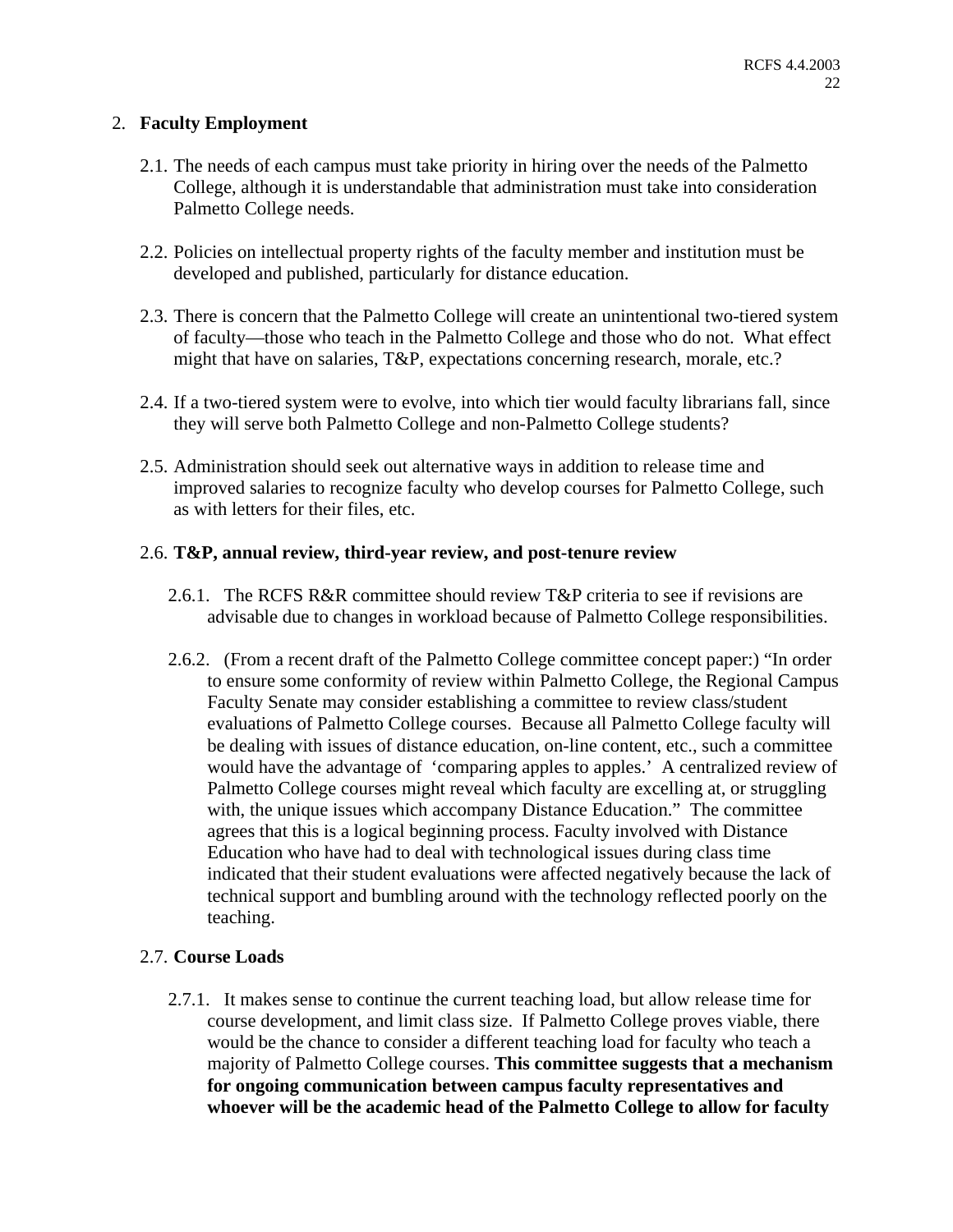2. **Faculty Employment**

   2.1. The needs of each campus must take priority in hiring over the needs of the Palmetto College, although it is understandable that administration must take into consideration Palmetto College needs.

   2.2. Policies on intellectual property rights of the faculty member and institution must be developed and published, particularly for distance education.

   2.3. There is concern that the Palmetto College will create an unintentional two-tiered system of faculty—those who teach in the Palmetto College and those who do not. What effect might that have on salaries, T&P, expectations concerning research, morale, etc.?

   2.4. If a two-tiered system were to evolve, into which tier would faculty librarians fall, since they will serve both Palmetto College and non-Palmetto College students?

   2.5. Administration should seek out alternative ways in addition to release time and improved salaries to recognize faculty who develop courses for Palmetto College, such as with letters for their files, etc.

   2.6. **T&P, annual review, third-year review, and post-tenure review**

      2.6.1. The RCFS R&R committee should review T&P criteria to see if revisions are advisable due to changes in workload because of Palmetto College responsibilities.

      2.6.2. (From a recent draft of the Palmetto College committee concept paper:) "In order to ensure some conformity of review within Palmetto College, the Regional Campus Faculty Senate may consider establishing a committee to review class/student evaluations of Palmetto College courses. Because all Palmetto College faculty will be dealing with issues of distance education, on-line content, etc., such a committee would have the advantage of 'comparing apples to apples.' A centralized review of Palmetto College courses might reveal which faculty are excelling at, or struggling with, the unique issues which accompany Distance Education." The committee agrees that this is a logical beginning process. Faculty involved with Distance Education who have had to deal with technological issues during class time indicated that their student evaluations were affected negatively because the lack of technical support and bumbling around with the technology reflected poorly on the teaching.

   2.7. **Course Loads**

      2.7.1. It makes sense to continue the current teaching load, but allow release time for course development, and limit class size. If Palmetto College proves viable, there would be the chance to consider a different teaching load for faculty who teach a majority of Palmetto College courses. **This committee suggests that a mechanism for ongoing communication between campus faculty representatives and whoever will be the academic head of the Palmetto College to allow for faculty**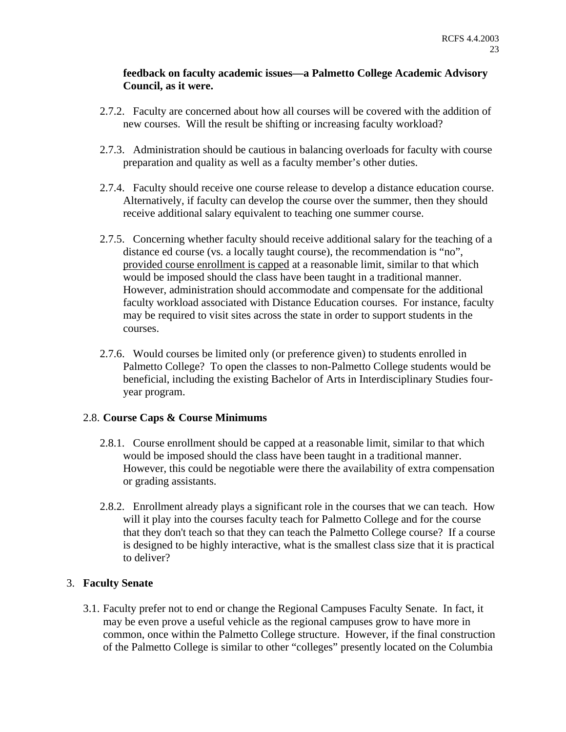**feedback on faculty academic issues—a Palmetto College Academic Advisory Council, as it were.**

2.7.2. Faculty are concerned about how all courses will be covered with the addition of new courses. Will the result be shifting or increasing faculty workload?

2.7.3. Administration should be cautious in balancing overloads for faculty with course preparation and quality as well as a faculty member's other duties.

2.7.4. Faculty should receive one course release to develop a distance education course. Alternatively, if faculty can develop the course over the summer, then they should receive additional salary equivalent to teaching one summer course.

2.7.5. Concerning whether faculty should receive additional salary for the teaching of a distance ed course (vs. a locally taught course), the recommendation is "no", <u>provided course enrollment is capped</u> at a reasonable limit, similar to that which would be imposed should the class have been taught in a traditional manner. However, administration should accommodate and compensate for the additional faculty workload associated with Distance Education courses. For instance, faculty may be required to visit sites across the state in order to support students in the courses.

2.7.6. Would courses be limited only (or preference given) to students enrolled in Palmetto College? To open the classes to non-Palmetto College students would be beneficial, including the existing Bachelor of Arts in Interdisciplinary Studies four-year program.

2.8. **Course Caps & Course Minimums**

2.8.1. Course enrollment should be capped at a reasonable limit, similar to that which would be imposed should the class have been taught in a traditional manner. However, this could be negotiable were there the availability of extra compensation or grading assistants.

2.8.2. Enrollment already plays a significant role in the courses that we can teach. How will it play into the courses faculty teach for Palmetto College and for the course that they don't teach so that they can teach the Palmetto College course? If a course is designed to be highly interactive, what is the smallest class size that it is practical to deliver?

3. **Faculty Senate**

3.1. Faculty prefer not to end or change the Regional Campuses Faculty Senate. In fact, it may be even prove a useful vehicle as the regional campuses grow to have more in common, once within the Palmetto College structure. However, if the final construction of the Palmetto College is similar to other "colleges" presently located on the Columbia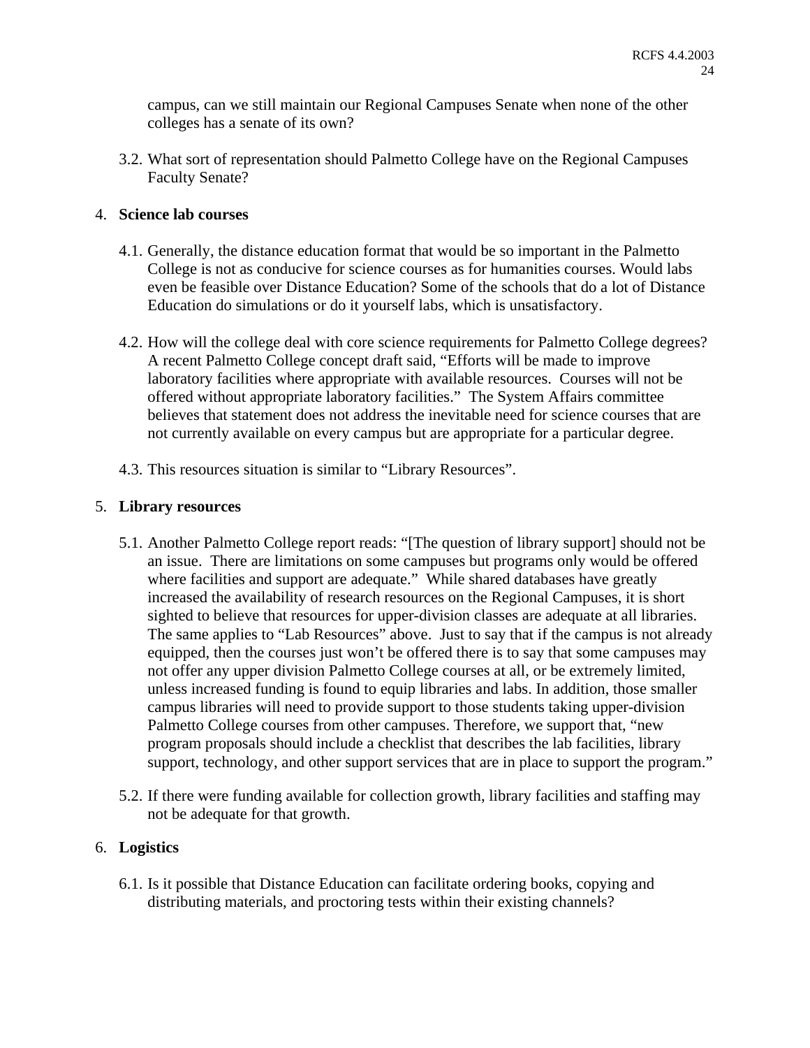campus, can we still maintain our Regional Campuses Senate when none of the other colleges has a senate of its own?

3.2. What sort of representation should Palmetto College have on the Regional Campuses Faculty Senate?

4. **Science lab courses**

4.1. Generally, the distance education format that would be so important in the Palmetto College is not as conducive for science courses as for humanities courses. Would labs even be feasible over Distance Education? Some of the schools that do a lot of Distance Education do simulations or do it yourself labs, which is unsatisfactory.

4.2. How will the college deal with core science requirements for Palmetto College degrees? A recent Palmetto College concept draft said, "Efforts will be made to improve laboratory facilities where appropriate with available resources. Courses will not be offered without appropriate laboratory facilities." The System Affairs committee believes that statement does not address the inevitable need for science courses that are not currently available on every campus but are appropriate for a particular degree.

4.3. This resources situation is similar to "Library Resources".

5. **Library resources**

5.1. Another Palmetto College report reads: "[The question of library support] should not be an issue. There are limitations on some campuses but programs only would be offered where facilities and support are adequate." While shared databases have greatly increased the availability of research resources on the Regional Campuses, it is short sighted to believe that resources for upper-division classes are adequate at all libraries. The same applies to "Lab Resources" above. Just to say that if the campus is not already equipped, then the courses just won't be offered there is to say that some campuses may not offer any upper division Palmetto College courses at all, or be extremely limited, unless increased funding is found to equip libraries and labs. In addition, those smaller campus libraries will need to provide support to those students taking upper-division Palmetto College courses from other campuses. Therefore, we support that, "new program proposals should include a checklist that describes the lab facilities, library support, technology, and other support services that are in place to support the program."

5.2. If there were funding available for collection growth, library facilities and staffing may not be adequate for that growth.

6. **Logistics**

6.1. Is it possible that Distance Education can facilitate ordering books, copying and distributing materials, and proctoring tests within their existing channels?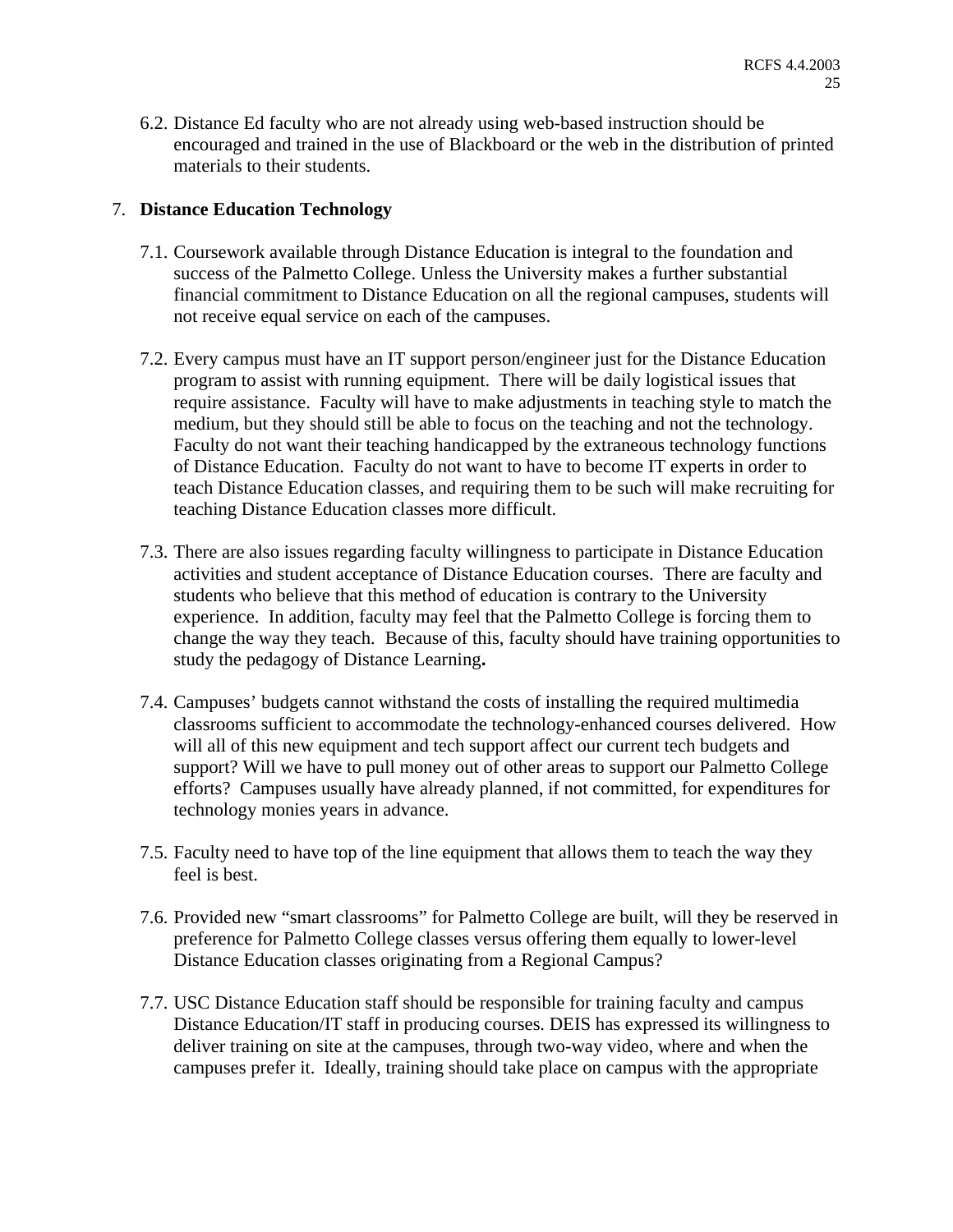6.2. Distance Ed faculty who are not already using web-based instruction should be encouraged and trained in the use of Blackboard or the web in the distribution of printed materials to their students.

7. **Distance Education Technology**

7.1. Coursework available through Distance Education is integral to the foundation and success of the Palmetto College. Unless the University makes a further substantial financial commitment to Distance Education on all the regional campuses, students will not receive equal service on each of the campuses.

7.2. Every campus must have an IT support person/engineer just for the Distance Education program to assist with running equipment. There will be daily logistical issues that require assistance. Faculty will have to make adjustments in teaching style to match the medium, but they should still be able to focus on the teaching and not the technology. Faculty do not want their teaching handicapped by the extraneous technology functions of Distance Education. Faculty do not want to have to become IT experts in order to teach Distance Education classes, and requiring them to be such will make recruiting for teaching Distance Education classes more difficult.

7.3. There are also issues regarding faculty willingness to participate in Distance Education activities and student acceptance of Distance Education courses. There are faculty and students who believe that this method of education is contrary to the University experience. In addition, faculty may feel that the Palmetto College is forcing them to change the way they teach. Because of this, faculty should have training opportunities to study the pedagogy of Distance Learning**.**

7.4. Campuses' budgets cannot withstand the costs of installing the required multimedia classrooms sufficient to accommodate the technology-enhanced courses delivered. How will all of this new equipment and tech support affect our current tech budgets and support? Will we have to pull money out of other areas to support our Palmetto College efforts? Campuses usually have already planned, if not committed, for expenditures for technology monies years in advance.

7.5. Faculty need to have top of the line equipment that allows them to teach the way they feel is best.

7.6. Provided new "smart classrooms" for Palmetto College are built, will they be reserved in preference for Palmetto College classes versus offering them equally to lower-level Distance Education classes originating from a Regional Campus?

7.7. USC Distance Education staff should be responsible for training faculty and campus Distance Education/IT staff in producing courses. DEIS has expressed its willingness to deliver training on site at the campuses, through two-way video, where and when the campuses prefer it. Ideally, training should take place on campus with the appropriate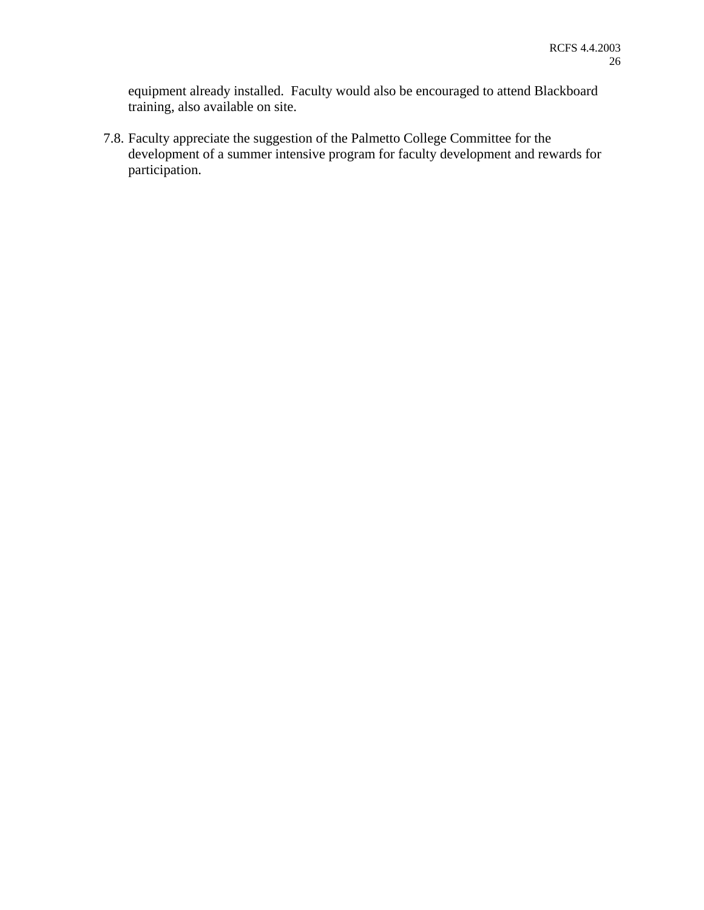equipment already installed. Faculty would also be encouraged to attend Blackboard training, also available on site.

7.8. Faculty appreciate the suggestion of the Palmetto College Committee for the development of a summer intensive program for faculty development and rewards for participation.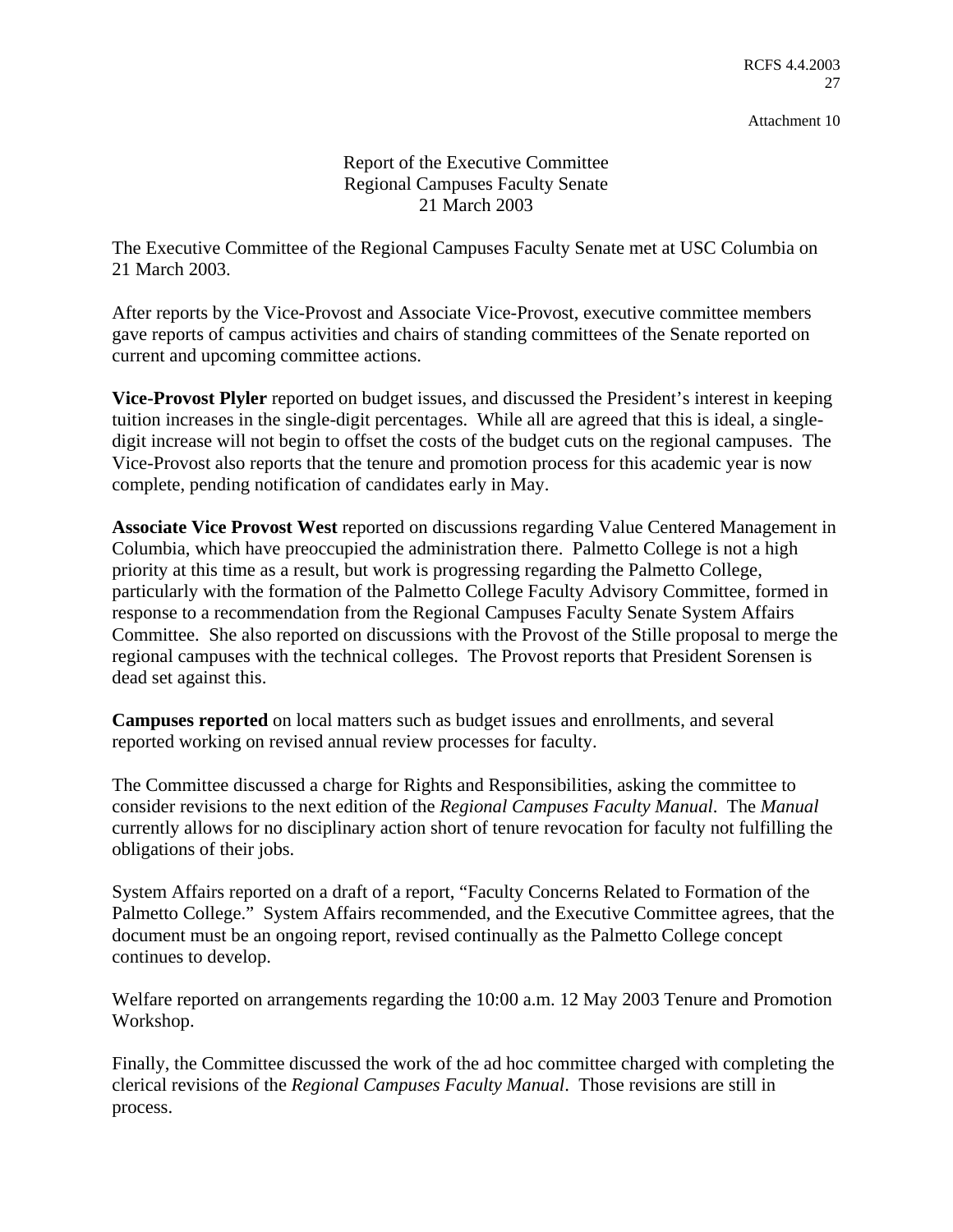Attachment 10

# Report of the Executive Committee
## Regional Campuses Faculty Senate
## 21 March 2003

The Executive Committee of the Regional Campuses Faculty Senate met at USC Columbia on 21 March 2003.

After reports by the Vice-Provost and Associate Vice-Provost, executive committee members gave reports of campus activities and chairs of standing committees of the Senate reported on current and upcoming committee actions.

**Vice-Provost Plyler** reported on budget issues, and discussed the President's interest in keeping tuition increases in the single-digit percentages. While all are agreed that this is ideal, a single-digit increase will not begin to offset the costs of the budget cuts on the regional campuses. The Vice-Provost also reports that the tenure and promotion process for this academic year is now complete, pending notification of candidates early in May.

**Associate Vice Provost West** reported on discussions regarding Value Centered Management in Columbia, which have preoccupied the administration there. Palmetto College is not a high priority at this time as a result, but work is progressing regarding the Palmetto College, particularly with the formation of the Palmetto College Faculty Advisory Committee, formed in response to a recommendation from the Regional Campuses Faculty Senate System Affairs Committee. She also reported on discussions with the Provost of the Stille proposal to merge the regional campuses with the technical colleges. The Provost reports that President Sorensen is dead set against this.

**Campuses reported** on local matters such as budget issues and enrollments, and several reported working on revised annual review processes for faculty.

The Committee discussed a charge for Rights and Responsibilities, asking the committee to consider revisions to the next edition of the *Regional Campuses Faculty Manual*. The *Manual* currently allows for no disciplinary action short of tenure revocation for faculty not fulfilling the obligations of their jobs.

System Affairs reported on a draft of a report, "Faculty Concerns Related to Formation of the Palmetto College." System Affairs recommended, and the Executive Committee agrees, that the document must be an ongoing report, revised continually as the Palmetto College concept continues to develop.

Welfare reported on arrangements regarding the 10:00 a.m. 12 May 2003 Tenure and Promotion Workshop.

Finally, the Committee discussed the work of the ad hoc committee charged with completing the clerical revisions of the *Regional Campuses Faculty Manual*. Those revisions are still in process.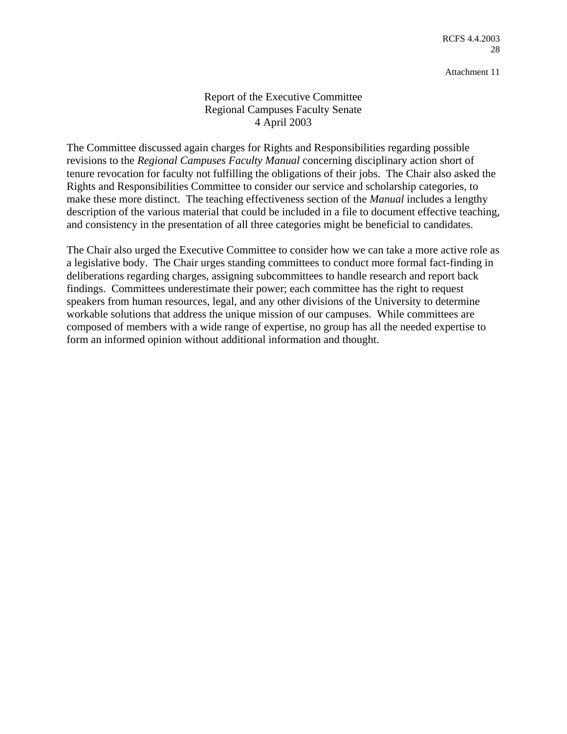Attachment 11

# Report of the Executive Committee
## Regional Campuses Faculty Senate
### 4 April 2003

The Committee discussed again charges for Rights and Responsibilities regarding possible revisions to the *Regional Campuses Faculty Manual* concerning disciplinary action short of tenure revocation for faculty not fulfilling the obligations of their jobs. The Chair also asked the Rights and Responsibilities Committee to consider our service and scholarship categories, to make these more distinct. The teaching effectiveness section of the *Manual* includes a lengthy description of the various material that could be included in a file to document effective teaching, and consistency in the presentation of all three categories might be beneficial to candidates.

The Chair also urged the Executive Committee to consider how we can take a more active role as a legislative body. The Chair urges standing committees to conduct more formal fact-finding in deliberations regarding charges, assigning subcommittees to handle research and report back findings. Committees underestimate their power; each committee has the right to request speakers from human resources, legal, and any other divisions of the University to determine workable solutions that address the unique mission of our campuses. While committees are composed of members with a wide range of expertise, no group has all the needed expertise to form an informed opinion without additional information and thought.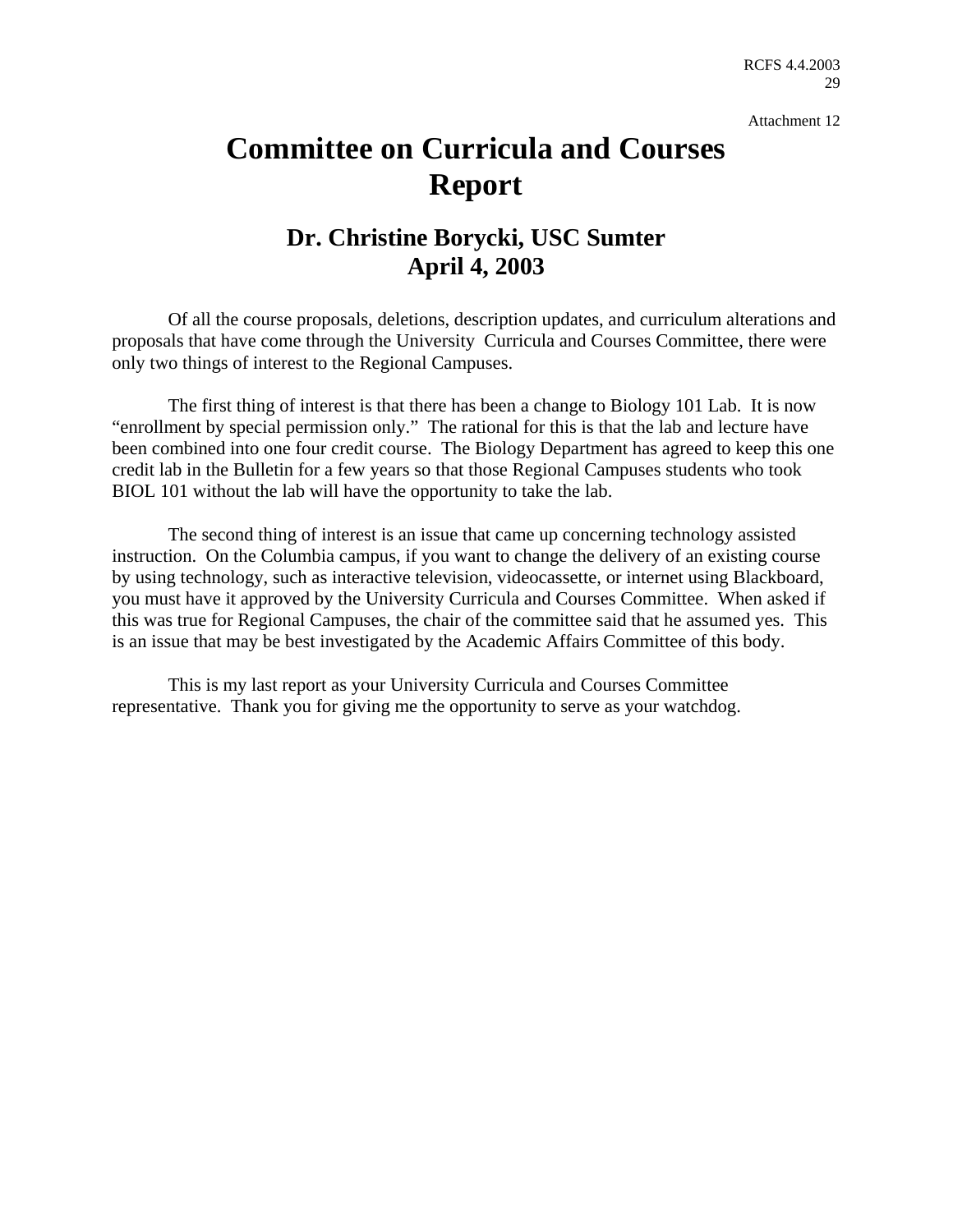Attachment 12

# Committee on Curricula and Courses Report

## Dr. Christine Borycki, USC Sumter
## April 4, 2003

Of all the course proposals, deletions, description updates, and curriculum alterations and proposals that have come through the University Curricula and Courses Committee, there were only two things of interest to the Regional Campuses.

The first thing of interest is that there has been a change to Biology 101 Lab. It is now "enrollment by special permission only." The rational for this is that the lab and lecture have been combined into one four credit course. The Biology Department has agreed to keep this one credit lab in the Bulletin for a few years so that those Regional Campuses students who took BIOL 101 without the lab will have the opportunity to take the lab.

The second thing of interest is an issue that came up concerning technology assisted instruction. On the Columbia campus, if you want to change the delivery of an existing course by using technology, such as interactive television, videocassette, or internet using Blackboard, you must have it approved by the University Curricula and Courses Committee. When asked if this was true for Regional Campuses, the chair of the committee said that he assumed yes. This is an issue that may be best investigated by the Academic Affairs Committee of this body.

This is my last report as your University Curricula and Courses Committee representative. Thank you for giving me the opportunity to serve as your watchdog.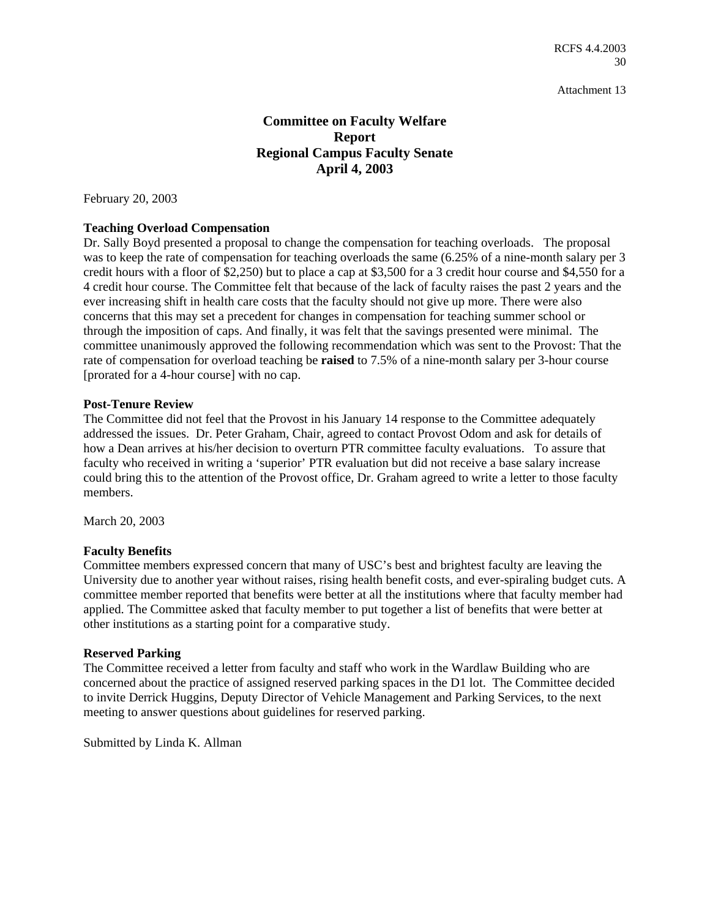Attachment 13

# Committee on Faculty Welfare Report Regional Campus Faculty Senate April 4, 2003

February 20, 2003

**Teaching Overload Compensation**
Dr. Sally Boyd presented a proposal to change the compensation for teaching overloads. The proposal was to keep the rate of compensation for teaching overloads the same (6.25% of a nine-month salary per 3 credit hours with a floor of $2,250) but to place a cap at $3,500 for a 3 credit hour course and $4,550 for a 4 credit hour course. The Committee felt that because of the lack of faculty raises the past 2 years and the ever increasing shift in health care costs that the faculty should not give up more. There were also concerns that this may set a precedent for changes in compensation for teaching summer school or through the imposition of caps. And finally, it was felt that the savings presented were minimal. The committee unanimously approved the following recommendation which was sent to the Provost: That the rate of compensation for overload teaching be **raised** to 7.5% of a nine-month salary per 3-hour course [prorated for a 4-hour course] with no cap.

**Post-Tenure Review**
The Committee did not feel that the Provost in his January 14 response to the Committee adequately addressed the issues. Dr. Peter Graham, Chair, agreed to contact Provost Odom and ask for details of how a Dean arrives at his/her decision to overturn PTR committee faculty evaluations. To assure that faculty who received in writing a 'superior' PTR evaluation but did not receive a base salary increase could bring this to the attention of the Provost office, Dr. Graham agreed to write a letter to those faculty members.

March 20, 2003

**Faculty Benefits**
Committee members expressed concern that many of USC's best and brightest faculty are leaving the University due to another year without raises, rising health benefit costs, and ever-spiraling budget cuts. A committee member reported that benefits were better at all the institutions where that faculty member had applied. The Committee asked that faculty member to put together a list of benefits that were better at other institutions as a starting point for a comparative study.

**Reserved Parking**
The Committee received a letter from faculty and staff who work in the Wardlaw Building who are concerned about the practice of assigned reserved parking spaces in the D1 lot. The Committee decided to invite Derrick Huggins, Deputy Director of Vehicle Management and Parking Services, to the next meeting to answer questions about guidelines for reserved parking.

Submitted by Linda K. Allman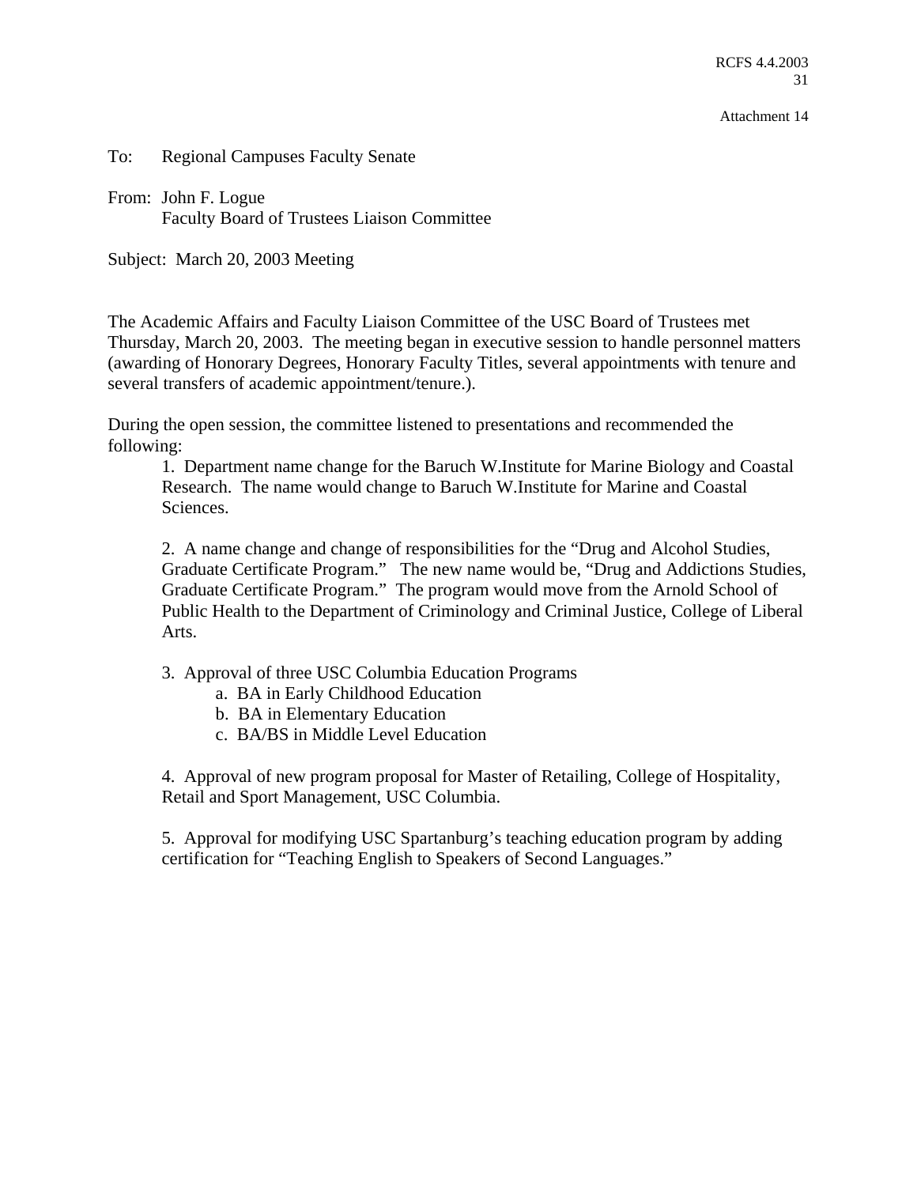Attachment 14

To: Regional Campuses Faculty Senate

From: John F. Logue
Faculty Board of Trustees Liaison Committee

Subject: March 20, 2003 Meeting

The Academic Affairs and Faculty Liaison Committee of the USC Board of Trustees met Thursday, March 20, 2003. The meeting began in executive session to handle personnel matters (awarding of Honorary Degrees, Honorary Faculty Titles, several appointments with tenure and several transfers of academic appointment/tenure.).

During the open session, the committee listened to presentations and recommended the following:

1. Department name change for the Baruch W.Institute for Marine Biology and Coastal Research. The name would change to Baruch W.Institute for Marine and Coastal Sciences.

2. A name change and change of responsibilities for the "Drug and Alcohol Studies, Graduate Certificate Program." The new name would be, "Drug and Addictions Studies, Graduate Certificate Program." The program would move from the Arnold School of Public Health to the Department of Criminology and Criminal Justice, College of Liberal Arts.

3. Approval of three USC Columbia Education Programs
   a. BA in Early Childhood Education
   b. BA in Elementary Education
   c. BA/BS in Middle Level Education

4. Approval of new program proposal for Master of Retailing, College of Hospitality, Retail and Sport Management, USC Columbia.

5. Approval for modifying USC Spartanburg's teaching education program by adding certification for "Teaching English to Speakers of Second Languages."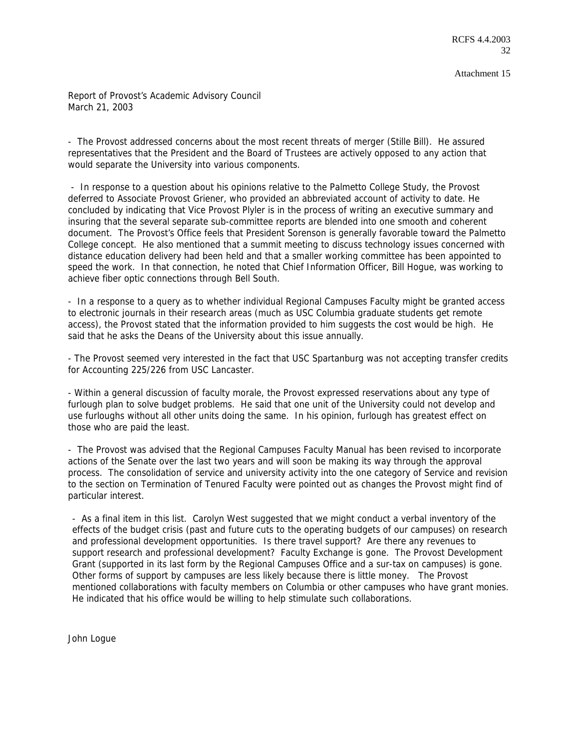Attachment 15

Report of Provost's Academic Advisory Council
March 21, 2003

- The Provost addressed concerns about the most recent threats of merger (Stille Bill). He assured representatives that the President and the Board of Trustees are actively opposed to any action that would separate the University into various components.

- In response to a question about his opinions relative to the Palmetto College Study, the Provost deferred to Associate Provost Griener, who provided an abbreviated account of activity to date. He concluded by indicating that Vice Provost Plyler is in the process of writing an executive summary and insuring that the several separate sub-committee reports are blended into one smooth and coherent document. The Provost's Office feels that President Sorenson is generally favorable toward the Palmetto College concept. He also mentioned that a summit meeting to discuss technology issues concerned with distance education delivery had been held and that a smaller working committee has been appointed to speed the work. In that connection, he noted that Chief Information Officer, Bill Hogue, was working to achieve fiber optic connections through Bell South.

- In a response to a query as to whether individual Regional Campuses Faculty might be granted access to electronic journals in their research areas (much as USC Columbia graduate students get remote access), the Provost stated that the information provided to him suggests the cost would be high. He said that he asks the Deans of the University about this issue annually.

- The Provost seemed very interested in the fact that USC Spartanburg was not accepting transfer credits for Accounting 225/226 from USC Lancaster.

- Within a general discussion of faculty morale, the Provost expressed reservations about any type of furlough plan to solve budget problems. He said that one unit of the University could not develop and use furloughs without all other units doing the same. In his opinion, furlough has greatest effect on those who are paid the least.

- The Provost was advised that the Regional Campuses Faculty Manual has been revised to incorporate actions of the Senate over the last two years and will soon be making its way through the approval process. The consolidation of service and university activity into the one category of Service and revision to the section on Termination of Tenured Faculty were pointed out as changes the Provost might find of particular interest.

- As a final item in this list. Carolyn West suggested that we might conduct a verbal inventory of the effects of the budget crisis (past and future cuts to the operating budgets of our campuses) on research and professional development opportunities. Is there travel support? Are there any revenues to support research and professional development? Faculty Exchange is gone. The Provost Development Grant (supported in its last form by the Regional Campuses Office and a sur-tax on campuses) is gone. Other forms of support by campuses are less likely because there is little money. The Provost mentioned collaborations with faculty members on Columbia or other campuses who have grant monies. He indicated that his office would be willing to help stimulate such collaborations.

John Logue